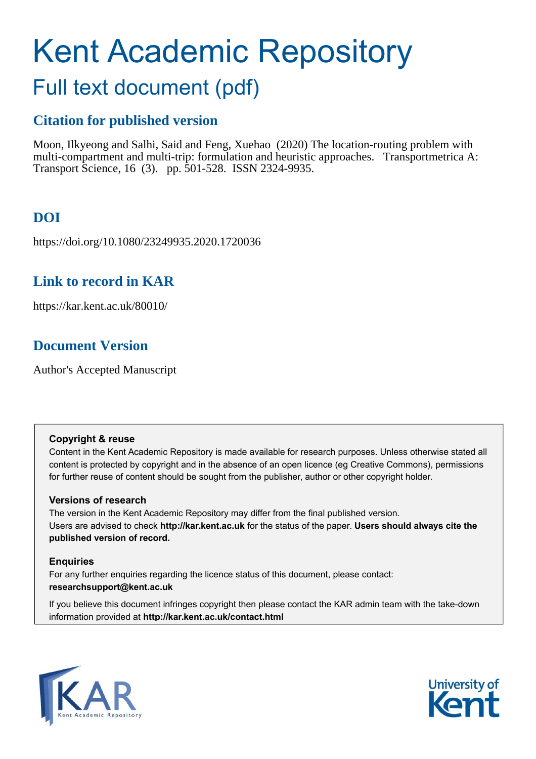# Kent Academic Repository

## Full text document (pdf)

### Citation for published version

Moon, Ilkyeong and Salhi, Said and Feng, Xuehao (2020) The location-routing problem with multi-compartment and multi-trip: formulation and heuristic approaches. Transportmetrica A: Transport Science, 16 (3). pp. 501-528. ISSN 2324-9935.

### DOI

https://doi.org/10.1080/23249935.2020.1720036

### Link to record in KAR

https://kar.kent.ac.uk/80010/

### Document Version

Author's Accepted Manuscript

**Copyright & reuse**

Content in the Kent Academic Repository is made available for research purposes. Unless otherwise stated all content is protected by copyright and in the absence of an open licence (eg Creative Commons), permissions for further reuse of content should be sought from the publisher, author or other copyright holder.

**Versions of research**

The version in the Kent Academic Repository may differ from the final published version.
Users are advised to check **http://kar.kent.ac.uk** for the status of the paper. **Users should always cite the published version of record.**

**Enquiries**

For any further enquiries regarding the licence status of this document, please contact:
**researchsupport@kent.ac.uk**

If you believe this document infringes copyright then please contact the KAR admin team with the take-down information provided at **http://kar.kent.ac.uk/contact.html**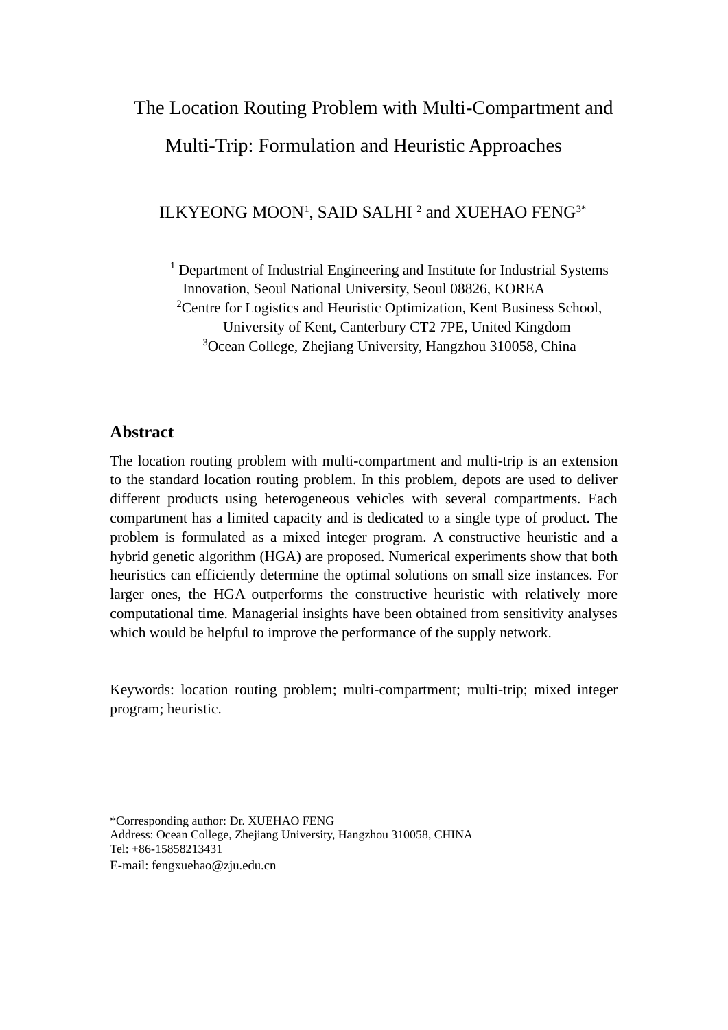# The Location Routing Problem with Multi-Compartment and Multi-Trip: Formulation and Heuristic Approaches

ILKYEONG MOON[1], SAID SALHI [2] and XUEHAO FENG[3*]

[1] Department of Industrial Engineering and Institute for Industrial Systems Innovation, Seoul National University, Seoul 08826, KOREA

[2] Centre for Logistics and Heuristic Optimization, Kent Business School, University of Kent, Canterbury CT2 7PE, United Kingdom

[3] Ocean College, Zhejiang University, Hangzhou 310058, China

## Abstract

The location routing problem with multi-compartment and multi-trip is an extension to the standard location routing problem. In this problem, depots are used to deliver different products using heterogeneous vehicles with several compartments. Each compartment has a limited capacity and is dedicated to a single type of product. The problem is formulated as a mixed integer program. A constructive heuristic and a hybrid genetic algorithm (HGA) are proposed. Numerical experiments show that both heuristics can efficiently determine the optimal solutions on small size instances. For larger ones, the HGA outperforms the constructive heuristic with relatively more computational time. Managerial insights have been obtained from sensitivity analyses which would be helpful to improve the performance of the supply network.

Keywords: location routing problem; multi-compartment; multi-trip; mixed integer program; heuristic.

*Corresponding author: Dr. XUEHAO FENG
Address: Ocean College, Zhejiang University, Hangzhou 310058, CHINA
Tel: +86-15858213431
E-mail: fengxuehao@zju.edu.cn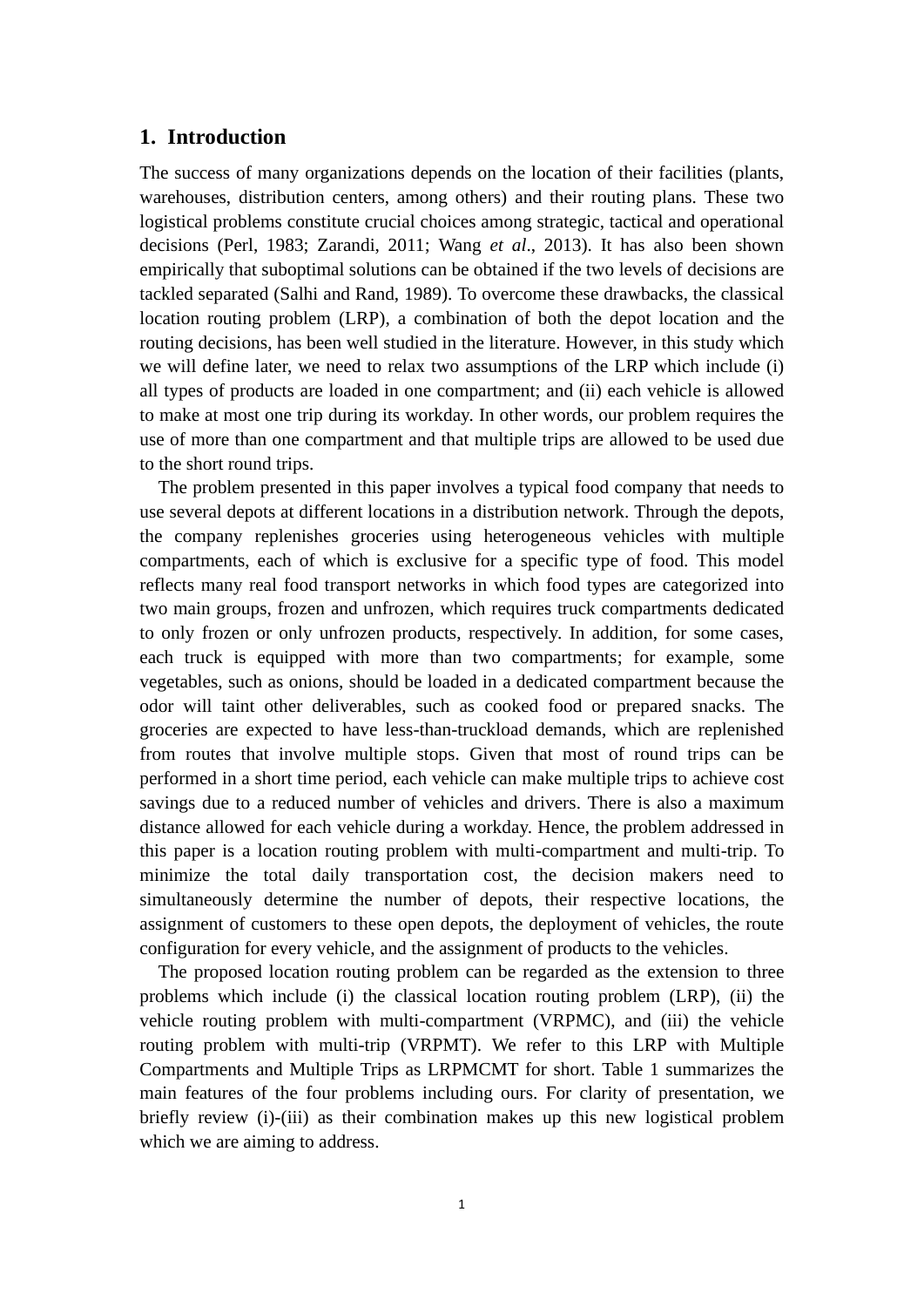## 1. Introduction

The success of many organizations depends on the location of their facilities (plants, warehouses, distribution centers, among others) and their routing plans. These two logistical problems constitute crucial choices among strategic, tactical and operational decisions (Perl, 1983; Zarandi, 2011; Wang *et al*., 2013). It has also been shown empirically that suboptimal solutions can be obtained if the two levels of decisions are tackled separated (Salhi and Rand, 1989). To overcome these drawbacks, the classical location routing problem (LRP), a combination of both the depot location and the routing decisions, has been well studied in the literature. However, in this study which we will define later, we need to relax two assumptions of the LRP which include (i) all types of products are loaded in one compartment; and (ii) each vehicle is allowed to make at most one trip during its workday. In other words, our problem requires the use of more than one compartment and that multiple trips are allowed to be used due to the short round trips.

The problem presented in this paper involves a typical food company that needs to use several depots at different locations in a distribution network. Through the depots, the company replenishes groceries using heterogeneous vehicles with multiple compartments, each of which is exclusive for a specific type of food. This model reflects many real food transport networks in which food types are categorized into two main groups, frozen and unfrozen, which requires truck compartments dedicated to only frozen or only unfrozen products, respectively. In addition, for some cases, each truck is equipped with more than two compartments; for example, some vegetables, such as onions, should be loaded in a dedicated compartment because the odor will taint other deliverables, such as cooked food or prepared snacks. The groceries are expected to have less-than-truckload demands, which are replenished from routes that involve multiple stops. Given that most of round trips can be performed in a short time period, each vehicle can make multiple trips to achieve cost savings due to a reduced number of vehicles and drivers. There is also a maximum distance allowed for each vehicle during a workday. Hence, the problem addressed in this paper is a location routing problem with multi-compartment and multi-trip. To minimize the total daily transportation cost, the decision makers need to simultaneously determine the number of depots, their respective locations, the assignment of customers to these open depots, the deployment of vehicles, the route configuration for every vehicle, and the assignment of products to the vehicles.

The proposed location routing problem can be regarded as the extension to three problems which include (i) the classical location routing problem (LRP), (ii) the vehicle routing problem with multi-compartment (VRPMC), and (iii) the vehicle routing problem with multi-trip (VRPMT). We refer to this LRP with Multiple Compartments and Multiple Trips as LRPMCMT for short. Table 1 summarizes the main features of the four problems including ours. For clarity of presentation, we briefly review (i)-(iii) as their combination makes up this new logistical problem which we are aiming to address.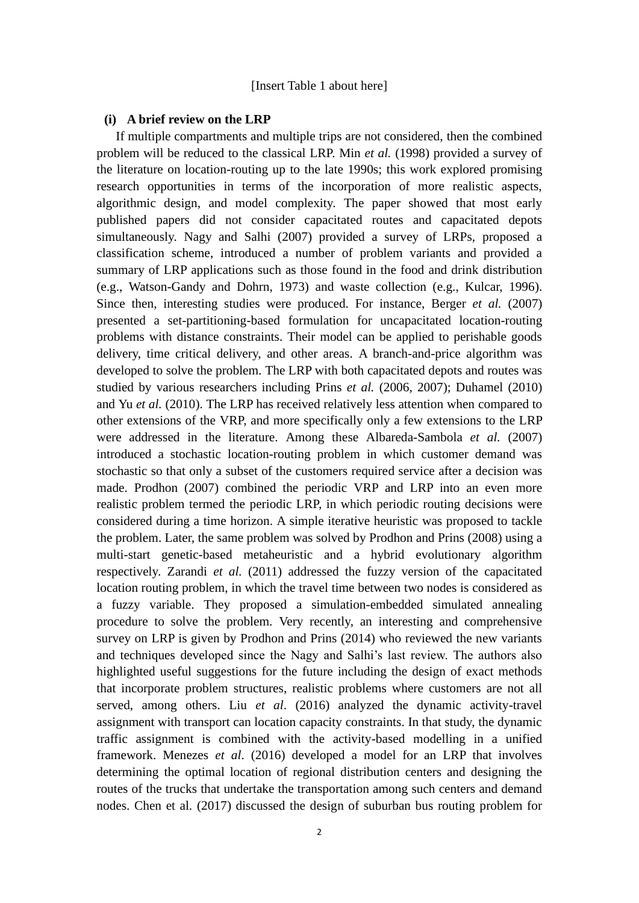[Insert Table 1 about here]

**(i) A brief review on the LRP**

If multiple compartments and multiple trips are not considered, then the combined problem will be reduced to the classical LRP. Min *et al.* (1998) provided a survey of the literature on location-routing up to the late 1990s; this work explored promising research opportunities in terms of the incorporation of more realistic aspects, algorithmic design, and model complexity. The paper showed that most early published papers did not consider capacitated routes and capacitated depots simultaneously. Nagy and Salhi (2007) provided a survey of LRPs, proposed a classification scheme, introduced a number of problem variants and provided a summary of LRP applications such as those found in the food and drink distribution (e.g., Watson-Gandy and Dohrn, 1973) and waste collection (e.g., Kulcar, 1996). Since then, interesting studies were produced. For instance, Berger *et al.* (2007) presented a set-partitioning-based formulation for uncapacitated location-routing problems with distance constraints. Their model can be applied to perishable goods delivery, time critical delivery, and other areas. A branch-and-price algorithm was developed to solve the problem. The LRP with both capacitated depots and routes was studied by various researchers including Prins *et al.* (2006, 2007); Duhamel (2010) and Yu *et al.* (2010). The LRP has received relatively less attention when compared to other extensions of the VRP, and more specifically only a few extensions to the LRP were addressed in the literature. Among these Albareda-Sambola *et al.* (2007) introduced a stochastic location-routing problem in which customer demand was stochastic so that only a subset of the customers required service after a decision was made. Prodhon (2007) combined the periodic VRP and LRP into an even more realistic problem termed the periodic LRP, in which periodic routing decisions were considered during a time horizon. A simple iterative heuristic was proposed to tackle the problem. Later, the same problem was solved by Prodhon and Prins (2008) using a multi-start genetic-based metaheuristic and a hybrid evolutionary algorithm respectively. Zarandi *et al.* (2011) addressed the fuzzy version of the capacitated location routing problem, in which the travel time between two nodes is considered as a fuzzy variable. They proposed a simulation-embedded simulated annealing procedure to solve the problem. Very recently, an interesting and comprehensive survey on LRP is given by Prodhon and Prins (2014) who reviewed the new variants and techniques developed since the Nagy and Salhi's last review. The authors also highlighted useful suggestions for the future including the design of exact methods that incorporate problem structures, realistic problems where customers are not all served, among others. Liu *et al*. (2016) analyzed the dynamic activity-travel assignment with transport can location capacity constraints. In that study, the dynamic traffic assignment is combined with the activity-based modelling in a unified framework. Menezes *et al*. (2016) developed a model for an LRP that involves determining the optimal location of regional distribution centers and designing the routes of the trucks that undertake the transportation among such centers and demand nodes. Chen et al. (2017) discussed the design of suburban bus routing problem for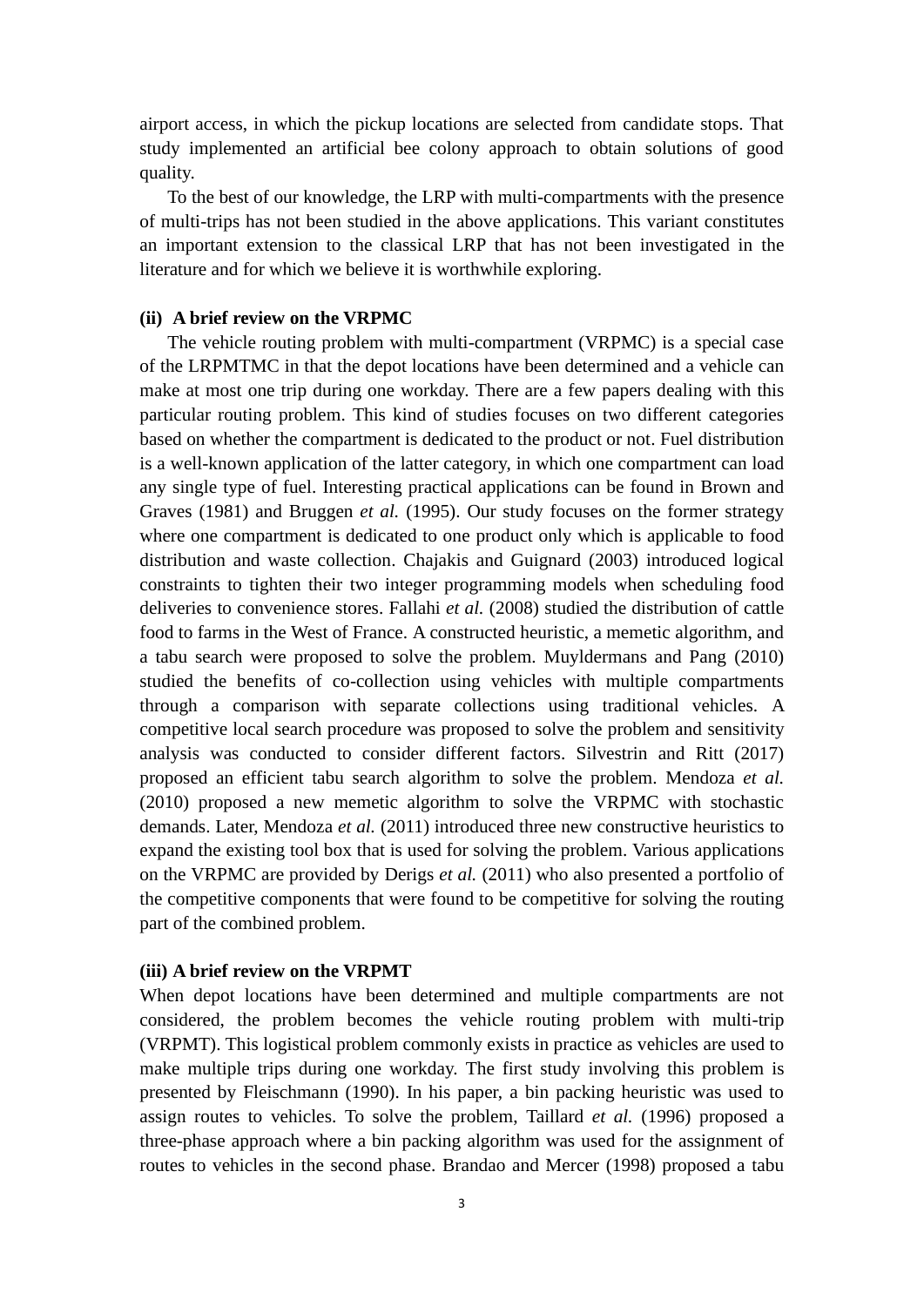airport access, in which the pickup locations are selected from candidate stops. That study implemented an artificial bee colony approach to obtain solutions of good quality.

To the best of our knowledge, the LRP with multi-compartments with the presence of multi-trips has not been studied in the above applications. This variant constitutes an important extension to the classical LRP that has not been investigated in the literature and for which we believe it is worthwhile exploring.

**(ii) A brief review on the VRPMC**

The vehicle routing problem with multi-compartment (VRPMC) is a special case of the LRPMTMC in that the depot locations have been determined and a vehicle can make at most one trip during one workday. There are a few papers dealing with this particular routing problem. This kind of studies focuses on two different categories based on whether the compartment is dedicated to the product or not. Fuel distribution is a well-known application of the latter category, in which one compartment can load any single type of fuel. Interesting practical applications can be found in Brown and Graves (1981) and Bruggen *et al.* (1995). Our study focuses on the former strategy where one compartment is dedicated to one product only which is applicable to food distribution and waste collection. Chajakis and Guignard (2003) introduced logical constraints to tighten their two integer programming models when scheduling food deliveries to convenience stores. Fallahi *et al.* (2008) studied the distribution of cattle food to farms in the West of France. A constructed heuristic, a memetic algorithm, and a tabu search were proposed to solve the problem. Muyldermans and Pang (2010) studied the benefits of co-collection using vehicles with multiple compartments through a comparison with separate collections using traditional vehicles. A competitive local search procedure was proposed to solve the problem and sensitivity analysis was conducted to consider different factors. Silvestrin and Ritt (2017) proposed an efficient tabu search algorithm to solve the problem. Mendoza *et al.* (2010) proposed a new memetic algorithm to solve the VRPMC with stochastic demands. Later, Mendoza *et al.* (2011) introduced three new constructive heuristics to expand the existing tool box that is used for solving the problem. Various applications on the VRPMC are provided by Derigs *et al.* (2011) who also presented a portfolio of the competitive components that were found to be competitive for solving the routing part of the combined problem.

**(iii) A brief review on the VRPMT**

When depot locations have been determined and multiple compartments are not considered, the problem becomes the vehicle routing problem with multi-trip (VRPMT). This logistical problem commonly exists in practice as vehicles are used to make multiple trips during one workday. The first study involving this problem is presented by Fleischmann (1990). In his paper, a bin packing heuristic was used to assign routes to vehicles. To solve the problem, Taillard *et al.* (1996) proposed a three-phase approach where a bin packing algorithm was used for the assignment of routes to vehicles in the second phase. Brandao and Mercer (1998) proposed a tabu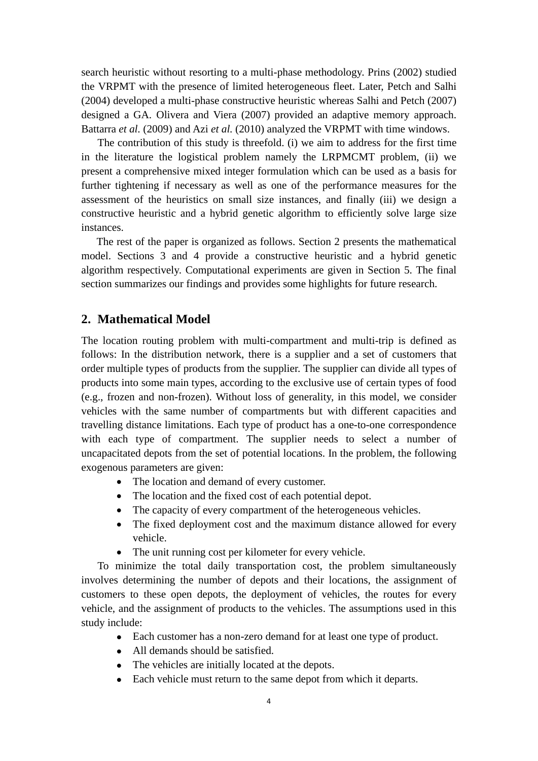search heuristic without resorting to a multi-phase methodology. Prins (2002) studied the VRPMT with the presence of limited heterogeneous fleet. Later, Petch and Salhi (2004) developed a multi-phase constructive heuristic whereas Salhi and Petch (2007) designed a GA. Olivera and Viera (2007) provided an adaptive memory approach. Battarra *et al.* (2009) and Azi *et al.* (2010) analyzed the VRPMT with time windows.

The contribution of this study is threefold. (i) we aim to address for the first time in the literature the logistical problem namely the LRPMCMT problem, (ii) we present a comprehensive mixed integer formulation which can be used as a basis for further tightening if necessary as well as one of the performance measures for the assessment of the heuristics on small size instances, and finally (iii) we design a constructive heuristic and a hybrid genetic algorithm to efficiently solve large size instances.

The rest of the paper is organized as follows. Section 2 presents the mathematical model. Sections 3 and 4 provide a constructive heuristic and a hybrid genetic algorithm respectively. Computational experiments are given in Section 5. The final section summarizes our findings and provides some highlights for future research.

## 2. Mathematical Model

The location routing problem with multi-compartment and multi-trip is defined as follows: In the distribution network, there is a supplier and a set of customers that order multiple types of products from the supplier. The supplier can divide all types of products into some main types, according to the exclusive use of certain types of food (e.g., frozen and non-frozen). Without loss of generality, in this model, we consider vehicles with the same number of compartments but with different capacities and travelling distance limitations. Each type of product has a one-to-one correspondence with each type of compartment. The supplier needs to select a number of uncapacitated depots from the set of potential locations. In the problem, the following exogenous parameters are given:

- The location and demand of every customer.
- The location and the fixed cost of each potential depot.
- The capacity of every compartment of the heterogeneous vehicles.
- The fixed deployment cost and the maximum distance allowed for every vehicle.
- The unit running cost per kilometer for every vehicle.

To minimize the total daily transportation cost, the problem simultaneously involves determining the number of depots and their locations, the assignment of customers to these open depots, the deployment of vehicles, the routes for every vehicle, and the assignment of products to the vehicles. The assumptions used in this study include:

- Each customer has a non-zero demand for at least one type of product.
- All demands should be satisfied.
- The vehicles are initially located at the depots.
- Each vehicle must return to the same depot from which it departs.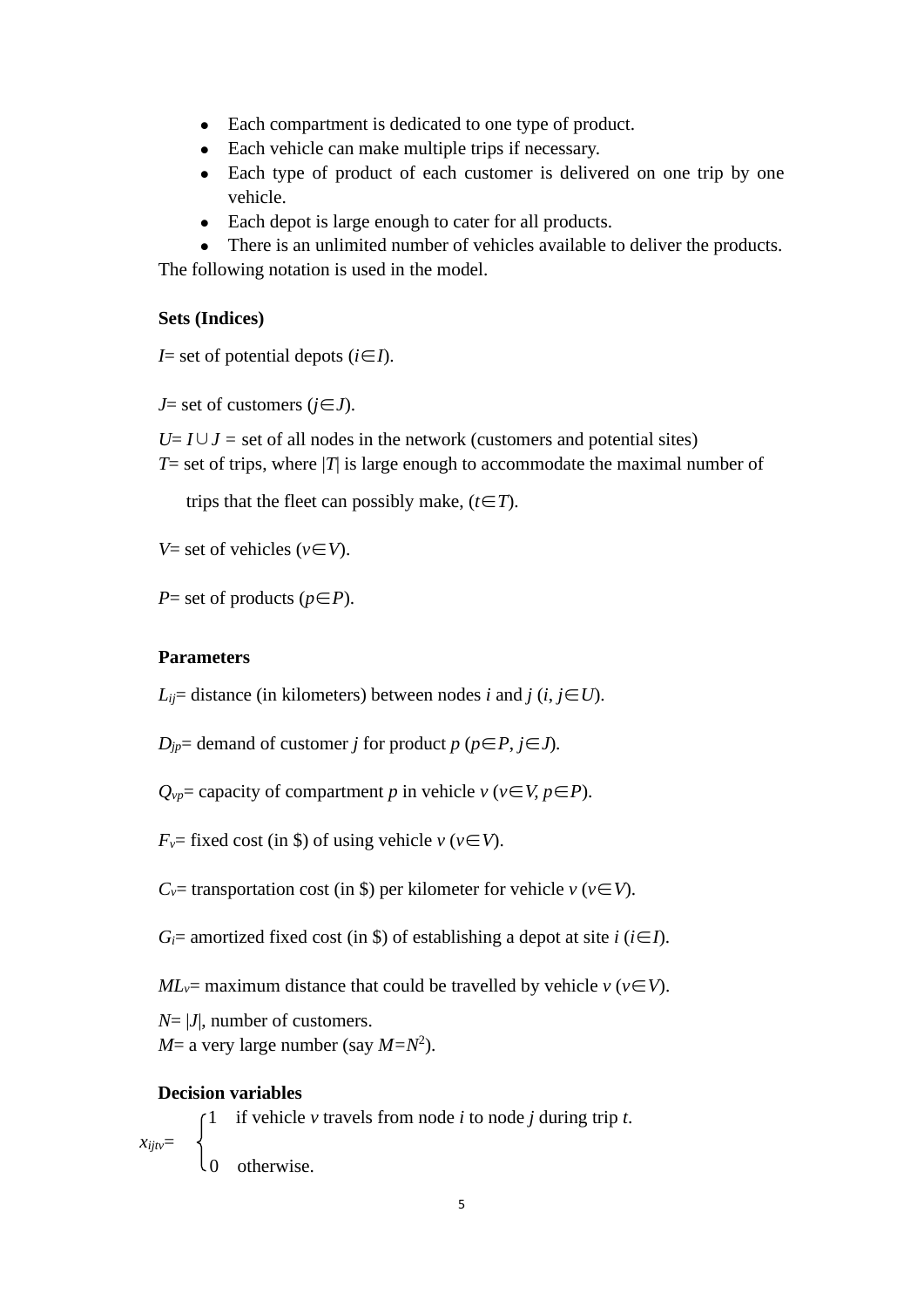- Each compartment is dedicated to one type of product.
- Each vehicle can make multiple trips if necessary.
- Each type of product of each customer is delivered on one trip by one vehicle.
- Each depot is large enough to cater for all products.
- There is an unlimited number of vehicles available to deliver the products.

The following notation is used in the model.

**Sets (Indices)**

$I$= set of potential depots ($i \in I$).

$J$= set of customers ($j \in J$).

$U = I \cup J$ = set of all nodes in the network (customers and potential sites)

$T$= set of trips, where $|T|$ is large enough to accommodate the maximal number of trips that the fleet can possibly make, ($t \in T$).

$V$= set of vehicles ($v \in V$).

$P$= set of products ($p \in P$).

**Parameters**

$L_{ij}$= distance (in kilometers) between nodes $i$ and $j$ ($i, j \in U$).

$D_{jp}$= demand of customer $j$ for product $p$ ($p \in P$, $j \in J$).

$Q_{vp}$= capacity of compartment $p$ in vehicle $v$ ($v \in V$, $p \in P$).

$F_v$= fixed cost (in \$) of using vehicle $v$ ($v \in V$).

$C_v$= transportation cost (in \$) per kilometer for vehicle $v$ ($v \in V$).

$G_i$= amortized fixed cost (in \$) of establishing a depot at site $i$ ($i \in I$).

$ML_v$= maximum distance that could be travelled by vehicle $v$ ($v \in V$).

$N = |J|$, number of customers.

$M$= a very large number (say $M = N^2$).

**Decision variables**

$$x_{ijtv} = \begin{cases} 1 & \text{if vehicle } v \text{ travels from node } i \text{ to node } j \text{ during trip } t. \\ 0 & \text{otherwise.} \end{cases}$$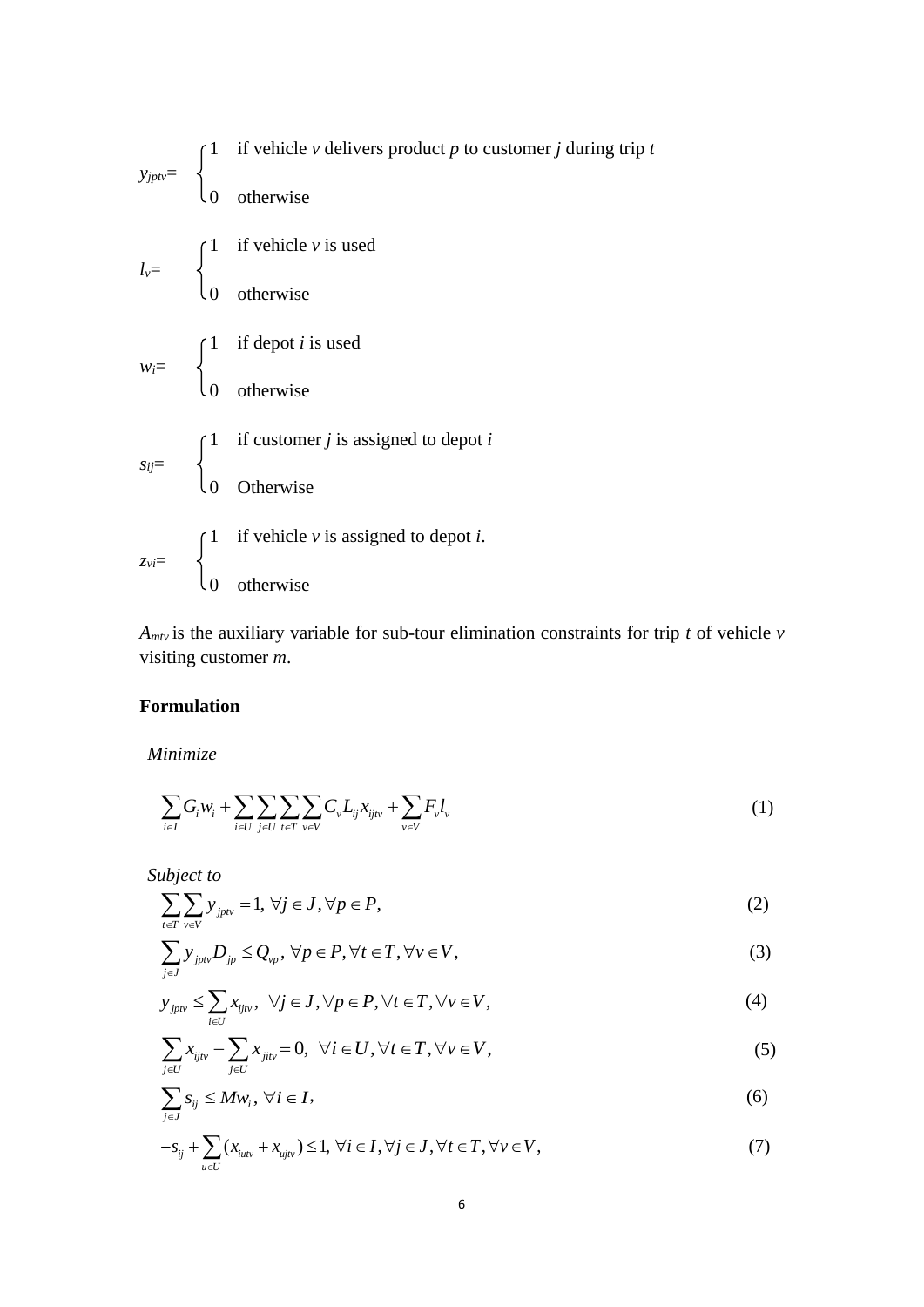$$y_{jptv} = \begin{cases} 1 & \text{if vehicle } v \text{ delivers product } p \text{ to customer } j \text{ during trip } t \\ 0 & \text{otherwise} \end{cases}$$

$$l_{v} = \begin{cases} 1 & \text{if vehicle } v \text{ is used} \\ 0 & \text{otherwise} \end{cases}$$

$$w_{i} = \begin{cases} 1 & \text{if depot } i \text{ is used} \\ 0 & \text{otherwise} \end{cases}$$

$$s_{ij} = \begin{cases} 1 & \text{if customer } j \text{ is assigned to depot } i \\ 0 & \text{Otherwise} \end{cases}$$

$$z_{vi} = \begin{cases} 1 & \text{if vehicle } v \text{ is assigned to depot } i. \\ 0 & \text{otherwise} \end{cases}$$

$A_{mtv}$ is the auxiliary variable for sub-tour elimination constraints for trip $t$ of vehicle $v$ visiting customer $m$.

**Formulation**

*Minimize*

$$\sum_{i \in I} G_i w_i + \sum_{i \in U} \sum_{j \in U} \sum_{t \in T} \sum_{v \in V} C_v L_{ij} x_{ijtv} + \sum_{v \in V} F_v l_v \tag{1}$$

*Subject to*

$$\sum_{t \in T} \sum_{v \in V} y_{jptv} = 1, \; \forall j \in J, \forall p \in P, \tag{2}$$

$$\sum_{j \in J} y_{jptv} D_{jp} \le Q_{vp}, \; \forall p \in P, \forall t \in T, \forall v \in V, \tag{3}$$

$$y_{jptv} \le \sum_{i \in U} x_{ijtv}, \;\; \forall j \in J, \forall p \in P, \forall t \in T, \forall v \in V, \tag{4}$$

$$\sum_{j \in U} x_{ijtv} - \sum_{j \in U} x_{jitv} = 0, \;\; \forall i \in U, \forall t \in T, \forall v \in V, \tag{5}$$

$$\sum_{j \in J} s_{ij} \le M w_i, \; \forall i \in I, \tag{6}$$

$$-s_{ij} + \sum_{u \in U} (x_{iutv} + x_{ujtv}) \le 1, \; \forall i \in I, \forall j \in J, \forall t \in T, \forall v \in V, \tag{7}$$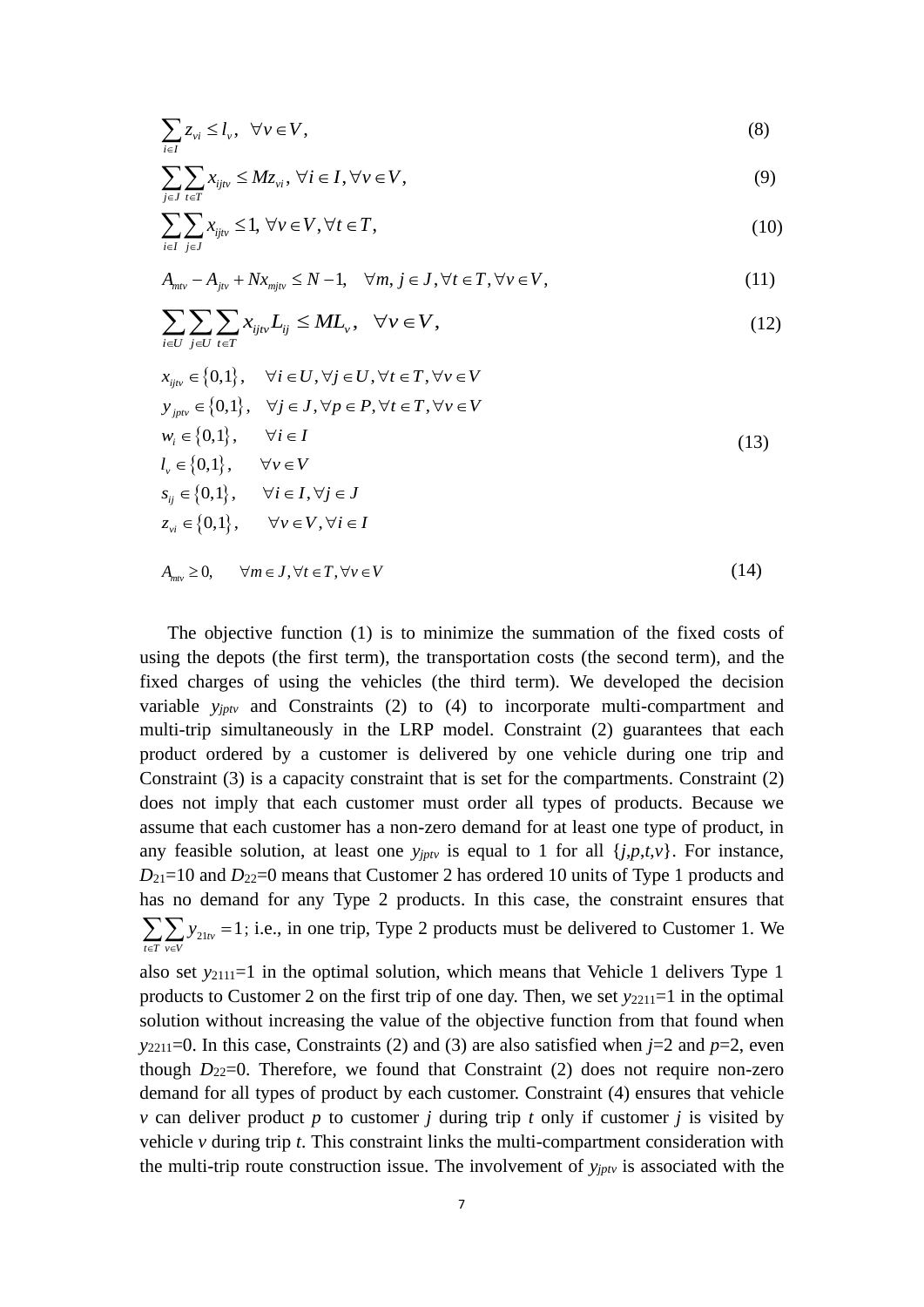$$\sum_{i \in I} z_{vi} \le l_v, \quad \forall v \in V, \tag{8}$$

$$\sum_{j \in J} \sum_{t \in T} x_{ijtv} \le M z_{vi}, \ \forall i \in I, \forall v \in V, \tag{9}$$

$$\sum_{i \in I} \sum_{j \in J} x_{ijtv} \le 1, \ \forall v \in V, \forall t \in T, \tag{10}$$

$$A_{mtv} - A_{jtv} + N x_{mjtv} \le N - 1, \quad \forall m, j \in J, \forall t \in T, \forall v \in V, \tag{11}$$

$$\sum_{i \in U} \sum_{j \in U} \sum_{t \in T} x_{ijtv} L_{ij} \le ML_v, \quad \forall v \in V, \tag{12}$$

$$\begin{aligned}
& x_{ijtv} \in \{0,1\}, \quad \forall i \in U, \forall j \in U, \forall t \in T, \forall v \in V \\
& y_{jptv} \in \{0,1\}, \quad \forall j \in J, \forall p \in P, \forall t \in T, \forall v \in V \\
& w_i \in \{0,1\}, \quad \forall i \in I \\
& l_v \in \{0,1\}, \quad \forall v \in V \\
& s_{ij} \in \{0,1\}, \quad \forall i \in I, \forall j \in J \\
& z_{vi} \in \{0,1\}, \quad \forall v \in V, \forall i \in I
\end{aligned} \tag{13}$$

$$A_{mtv} \ge 0, \quad \forall m \in J, \forall t \in T, \forall v \in V \tag{14}$$

The objective function (1) is to minimize the summation of the fixed costs of using the depots (the first term), the transportation costs (the second term), and the fixed charges of using the vehicles (the third term). We developed the decision variable $y_{jptv}$ and Constraints (2) to (4) to incorporate multi-compartment and multi-trip simultaneously in the LRP model. Constraint (2) guarantees that each product ordered by a customer is delivered by one vehicle during one trip and Constraint (3) is a capacity constraint that is set for the compartments. Constraint (2) does not imply that each customer must order all types of products. Because we assume that each customer has a non-zero demand for at least one type of product, in any feasible solution, at least one $y_{jptv}$ is equal to 1 for all $\{j,p,t,v\}$. For instance, $D_{21}$=10 and $D_{22}$=0 means that Customer 2 has ordered 10 units of Type 1 products and has no demand for any Type 2 products. In this case, the constraint ensures that $\sum_{t \in T} \sum_{v \in V} y_{21tv} = 1$; i.e., in one trip, Type 2 products must be delivered to Customer 1. We also set $y_{2111}$=1 in the optimal solution, which means that Vehicle 1 delivers Type 1 products to Customer 2 on the first trip of one day. Then, we set $y_{2211}$=1 in the optimal solution without increasing the value of the objective function from that found when $y_{2211}$=0. In this case, Constraints (2) and (3) are also satisfied when $j$=2 and $p$=2, even though $D_{22}$=0. Therefore, we found that Constraint (2) does not require non-zero demand for all types of product by each customer. Constraint (4) ensures that vehicle $v$ can deliver product $p$ to customer $j$ during trip $t$ only if customer $j$ is visited by vehicle $v$ during trip $t$. This constraint links the multi-compartment consideration with the multi-trip route construction issue. The involvement of $y_{jptv}$ is associated with the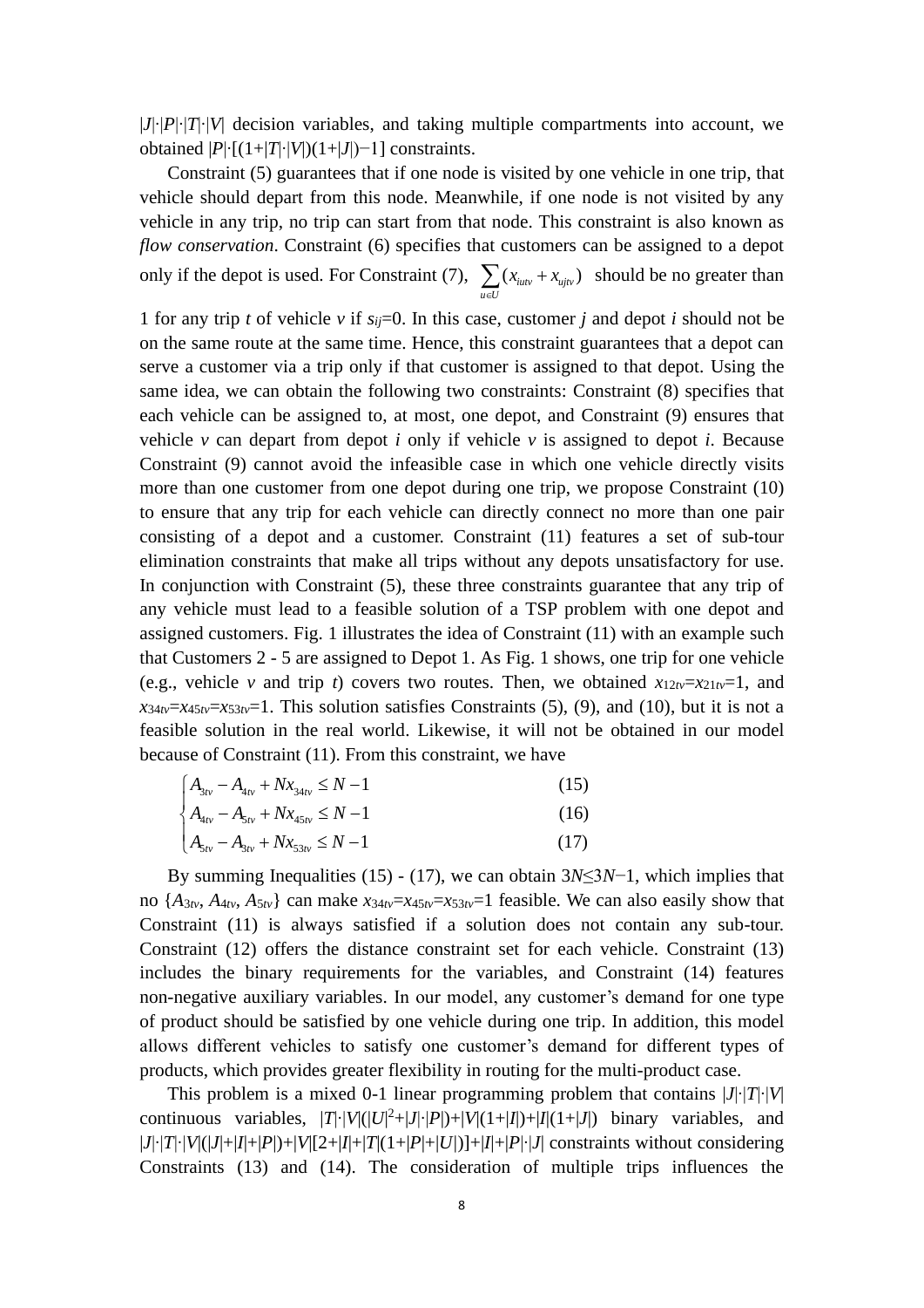$|J|\cdot|P|\cdot|T|\cdot|V|$ decision variables, and taking multiple compartments into account, we obtained $|P|\cdot[(1+|T|\cdot|V|)(1+|J|)-1]$ constraints.

Constraint (5) guarantees that if one node is visited by one vehicle in one trip, that vehicle should depart from this node. Meanwhile, if one node is not visited by any vehicle in any trip, no trip can start from that node. This constraint is also known as *flow conservation*. Constraint (6) specifies that customers can be assigned to a depot only if the depot is used. For Constraint (7), $\sum_{u\in U}(x_{iutv}+x_{ujtv})$ should be no greater than 1 for any trip $t$ of vehicle $v$ if $s_{ij}=0$. In this case, customer $j$ and depot $i$ should not be on the same route at the same time. Hence, this constraint guarantees that a depot can serve a customer via a trip only if that customer is assigned to that depot. Using the same idea, we can obtain the following two constraints: Constraint (8) specifies that each vehicle can be assigned to, at most, one depot, and Constraint (9) ensures that vehicle $v$ can depart from depot $i$ only if vehicle $v$ is assigned to depot $i$. Because Constraint (9) cannot avoid the infeasible case in which one vehicle directly visits more than one customer from one depot during one trip, we propose Constraint (10) to ensure that any trip for each vehicle can directly connect no more than one pair consisting of a depot and a customer. Constraint (11) features a set of sub-tour elimination constraints that make all trips without any depots unsatisfactory for use. In conjunction with Constraint (5), these three constraints guarantee that any trip of any vehicle must lead to a feasible solution of a TSP problem with one depot and assigned customers. Fig. 1 illustrates the idea of Constraint (11) with an example such that Customers 2 - 5 are assigned to Depot 1. As Fig. 1 shows, one trip for one vehicle (e.g., vehicle $v$ and trip $t$) covers two routes. Then, we obtained $x_{12tv}=x_{21tv}=1$, and $x_{34tv}=x_{45tv}=x_{53tv}=1$. This solution satisfies Constraints (5), (9), and (10), but it is not a feasible solution in the real world. Likewise, it will not be obtained in our model because of Constraint (11). From this constraint, we have

$$\begin{cases} A_{3tv}-A_{4tv}+Nx_{34tv}\leq N-1 & (15)\\ A_{4tv}-A_{5tv}+Nx_{45tv}\leq N-1 & (16)\\ A_{5tv}-A_{3tv}+Nx_{53tv}\leq N-1 & (17)\end{cases}$$

By summing Inequalities (15) - (17), we can obtain $3N\leq 3N-1$, which implies that no $\{A_{3tv}, A_{4tv}, A_{5tv}\}$ can make $x_{34tv}=x_{45tv}=x_{53tv}=1$ feasible. We can also easily show that Constraint (11) is always satisfied if a solution does not contain any sub-tour. Constraint (12) offers the distance constraint set for each vehicle. Constraint (13) includes the binary requirements for the variables, and Constraint (14) features non-negative auxiliary variables. In our model, any customer's demand for one type of product should be satisfied by one vehicle during one trip. In addition, this model allows different vehicles to satisfy one customer's demand for different types of products, which provides greater flexibility in routing for the multi-product case.

This problem is a mixed 0-1 linear programming problem that contains $|J|\cdot|T|\cdot|V|$ continuous variables, $|T|\cdot|V|(|U|^2+|J|\cdot|P|)+|V|(1+|I|)+|I|(1+|J|)$ binary variables, and $|J|\cdot|T|\cdot|V|(|J|+|I|+|P|)+|V|[2+|I|+|T|(1+|P|+|U|)]+|I|+|P|\cdot|J|$ constraints without considering Constraints (13) and (14). The consideration of multiple trips influences the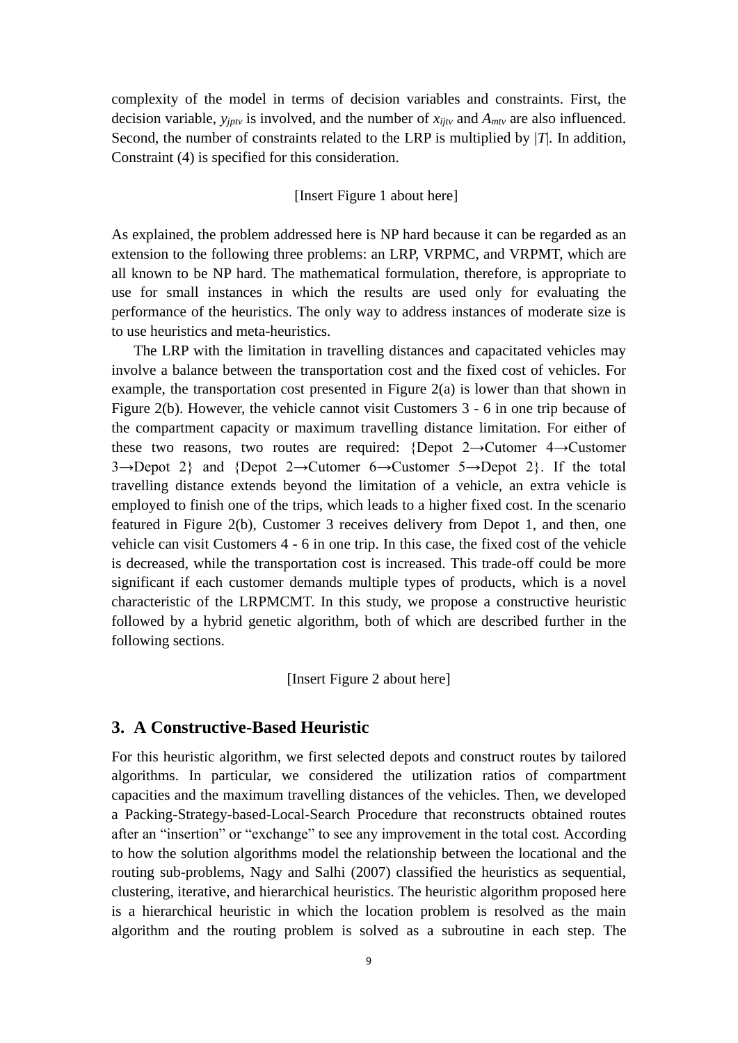complexity of the model in terms of decision variables and constraints. First, the decision variable, $y_{jptv}$ is involved, and the number of $x_{ijtv}$ and $A_{mtv}$ are also influenced. Second, the number of constraints related to the LRP is multiplied by $|T|$. In addition, Constraint (4) is specified for this consideration.

[Insert Figure 1 about here]

As explained, the problem addressed here is NP hard because it can be regarded as an extension to the following three problems: an LRP, VRPMC, and VRPMT, which are all known to be NP hard. The mathematical formulation, therefore, is appropriate to use for small instances in which the results are used only for evaluating the performance of the heuristics. The only way to address instances of moderate size is to use heuristics and meta-heuristics.

The LRP with the limitation in travelling distances and capacitated vehicles may involve a balance between the transportation cost and the fixed cost of vehicles. For example, the transportation cost presented in Figure 2(a) is lower than that shown in Figure 2(b). However, the vehicle cannot visit Customers 3 - 6 in one trip because of the compartment capacity or maximum travelling distance limitation. For either of these two reasons, two routes are required: {Depot 2→Cutomer 4→Customer 3→Depot 2} and {Depot 2→Cutomer 6→Customer 5→Depot 2}. If the total travelling distance extends beyond the limitation of a vehicle, an extra vehicle is employed to finish one of the trips, which leads to a higher fixed cost. In the scenario featured in Figure 2(b), Customer 3 receives delivery from Depot 1, and then, one vehicle can visit Customers 4 - 6 in one trip. In this case, the fixed cost of the vehicle is decreased, while the transportation cost is increased. This trade-off could be more significant if each customer demands multiple types of products, which is a novel characteristic of the LRPMCMT. In this study, we propose a constructive heuristic followed by a hybrid genetic algorithm, both of which are described further in the following sections.

[Insert Figure 2 about here]

## 3. A Constructive-Based Heuristic

For this heuristic algorithm, we first selected depots and construct routes by tailored algorithms. In particular, we considered the utilization ratios of compartment capacities and the maximum travelling distances of the vehicles. Then, we developed a Packing-Strategy-based-Local-Search Procedure that reconstructs obtained routes after an "insertion" or "exchange" to see any improvement in the total cost. According to how the solution algorithms model the relationship between the locational and the routing sub-problems, Nagy and Salhi (2007) classified the heuristics as sequential, clustering, iterative, and hierarchical heuristics. The heuristic algorithm proposed here is a hierarchical heuristic in which the location problem is resolved as the main algorithm and the routing problem is solved as a subroutine in each step. The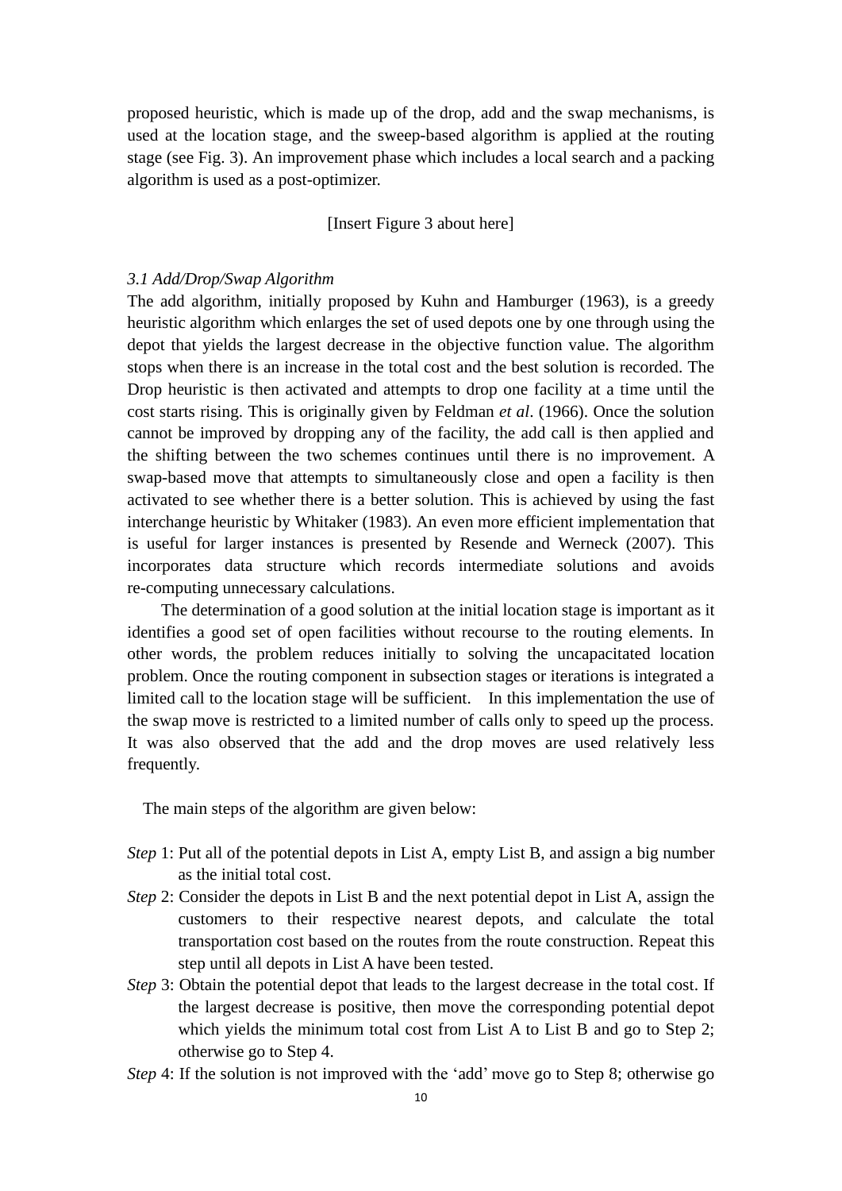proposed heuristic, which is made up of the drop, add and the swap mechanisms, is used at the location stage, and the sweep-based algorithm is applied at the routing stage (see Fig. 3). An improvement phase which includes a local search and a packing algorithm is used as a post-optimizer.

[Insert Figure 3 about here]

### *3.1 Add/Drop/Swap Algorithm*

The add algorithm, initially proposed by Kuhn and Hamburger (1963), is a greedy heuristic algorithm which enlarges the set of used depots one by one through using the depot that yields the largest decrease in the objective function value. The algorithm stops when there is an increase in the total cost and the best solution is recorded. The Drop heuristic is then activated and attempts to drop one facility at a time until the cost starts rising. This is originally given by Feldman *et al*. (1966). Once the solution cannot be improved by dropping any of the facility, the add call is then applied and the shifting between the two schemes continues until there is no improvement. A swap-based move that attempts to simultaneously close and open a facility is then activated to see whether there is a better solution. This is achieved by using the fast interchange heuristic by Whitaker (1983). An even more efficient implementation that is useful for larger instances is presented by Resende and Werneck (2007). This incorporates data structure which records intermediate solutions and avoids re-computing unnecessary calculations.

The determination of a good solution at the initial location stage is important as it identifies a good set of open facilities without recourse to the routing elements. In other words, the problem reduces initially to solving the uncapacitated location problem. Once the routing component in subsection stages or iterations is integrated a limited call to the location stage will be sufficient. In this implementation the use of the swap move is restricted to a limited number of calls only to speed up the process. It was also observed that the add and the drop moves are used relatively less frequently.

The main steps of the algorithm are given below:

*Step* 1: Put all of the potential depots in List A, empty List B, and assign a big number as the initial total cost.

*Step* 2: Consider the depots in List B and the next potential depot in List A, assign the customers to their respective nearest depots, and calculate the total transportation cost based on the routes from the route construction. Repeat this step until all depots in List A have been tested.

*Step* 3: Obtain the potential depot that leads to the largest decrease in the total cost. If the largest decrease is positive, then move the corresponding potential depot which yields the minimum total cost from List A to List B and go to Step 2; otherwise go to Step 4.

*Step* 4: If the solution is not improved with the 'add' move go to Step 8; otherwise go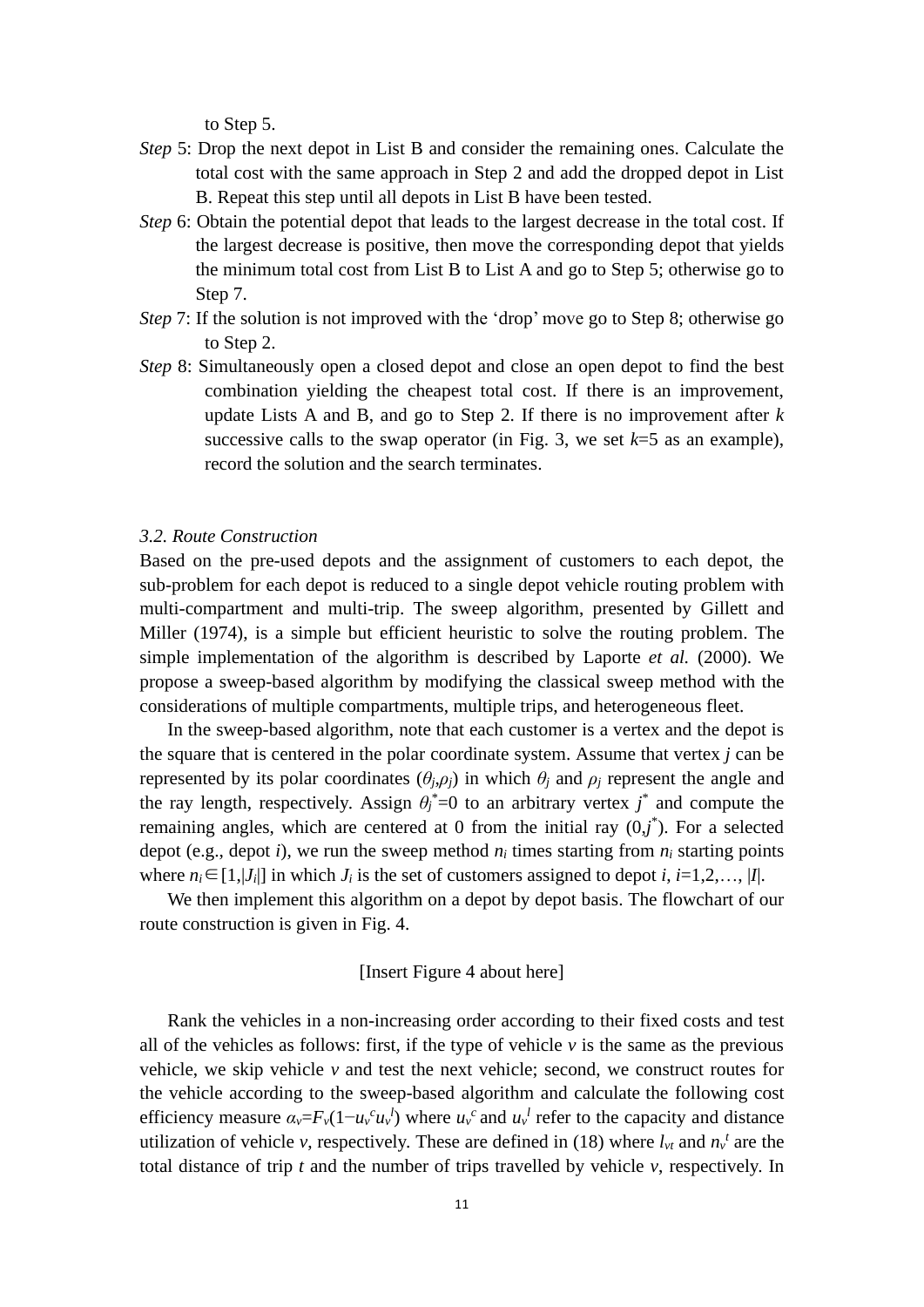to Step 5.

*Step* 5: Drop the next depot in List B and consider the remaining ones. Calculate the total cost with the same approach in Step 2 and add the dropped depot in List B. Repeat this step until all depots in List B have been tested.

*Step* 6: Obtain the potential depot that leads to the largest decrease in the total cost. If the largest decrease is positive, then move the corresponding depot that yields the minimum total cost from List B to List A and go to Step 5; otherwise go to Step 7.

*Step* 7: If the solution is not improved with the 'drop' move go to Step 8; otherwise go to Step 2.

*Step* 8: Simultaneously open a closed depot and close an open depot to find the best combination yielding the cheapest total cost. If there is an improvement, update Lists A and B, and go to Step 2. If there is no improvement after $k$ successive calls to the swap operator (in Fig. 3, we set $k$=5 as an example), record the solution and the search terminates.

### *3.2. Route Construction*

Based on the pre-used depots and the assignment of customers to each depot, the sub-problem for each depot is reduced to a single depot vehicle routing problem with multi-compartment and multi-trip. The sweep algorithm, presented by Gillett and Miller (1974), is a simple but efficient heuristic to solve the routing problem. The simple implementation of the algorithm is described by Laporte *et al.* (2000). We propose a sweep-based algorithm by modifying the classical sweep method with the considerations of multiple compartments, multiple trips, and heterogeneous fleet.

In the sweep-based algorithm, note that each customer is a vertex and the depot is the square that is centered in the polar coordinate system. Assume that vertex $j$ can be represented by its polar coordinates $(\theta_j,\rho_j)$ in which $\theta_j$ and $\rho_j$ represent the angle and the ray length, respectively. Assign $\theta_j^*=0$ to an arbitrary vertex $j^*$ and compute the remaining angles, which are centered at 0 from the initial ray $(0,j^*)$. For a selected depot (e.g., depot $i$), we run the sweep method $n_i$ times starting from $n_i$ starting points where $n_i \in [1,|J_i|]$ in which $J_i$ is the set of customers assigned to depot $i$, $i$=1,2,…, $|I|$.

We then implement this algorithm on a depot by depot basis. The flowchart of our route construction is given in Fig. 4.

[Insert Figure 4 about here]

Rank the vehicles in a non-increasing order according to their fixed costs and test all of the vehicles as follows: first, if the type of vehicle $v$ is the same as the previous vehicle, we skip vehicle $v$ and test the next vehicle; second, we construct routes for the vehicle according to the sweep-based algorithm and calculate the following cost efficiency measure $\alpha_v=F_v(1-u_v^c u_v^l)$ where $u_v^c$ and $u_v^l$ refer to the capacity and distance utilization of vehicle $v$, respectively. These are defined in (18) where $l_{vt}$ and $n_v^t$ are the total distance of trip $t$ and the number of trips travelled by vehicle $v$, respectively. In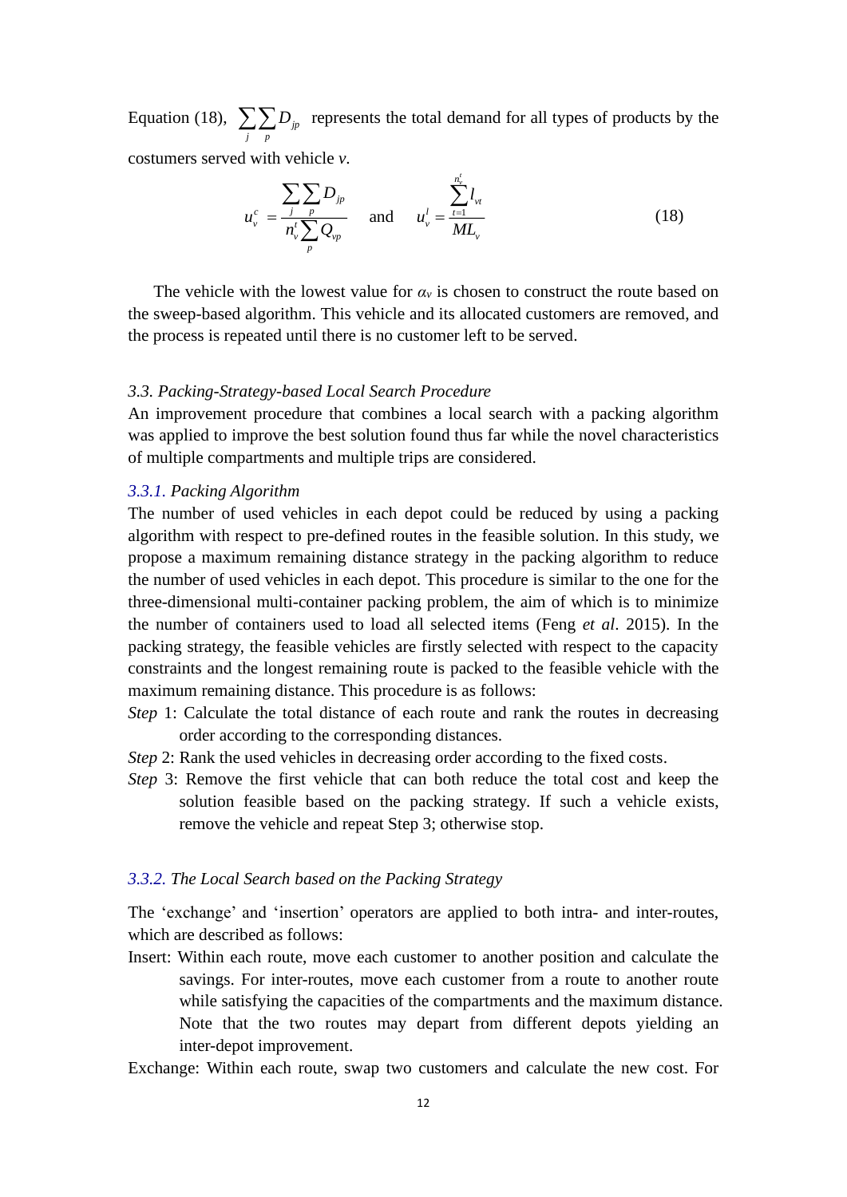Equation (18), $\sum_j \sum_p D_{jp}$ represents the total demand for all types of products by the costumers served with vehicle *v*.

$$u_v^c = \frac{\sum_j \sum_p D_{jp}}{n_v^t \sum_p Q_{vp}} \quad \text{and} \quad u_v^l = \frac{\sum_{t=1}^{n_v^t} l_{vt}}{ML_v} \tag{18}$$

The vehicle with the lowest value for $\alpha_v$ is chosen to construct the route based on the sweep-based algorithm. This vehicle and its allocated customers are removed, and the process is repeated until there is no customer left to be served.

### *3.3. Packing-Strategy-based Local Search Procedure*

An improvement procedure that combines a local search with a packing algorithm was applied to improve the best solution found thus far while the novel characteristics of multiple compartments and multiple trips are considered.

#### *3.3.1. Packing Algorithm*

The number of used vehicles in each depot could be reduced by using a packing algorithm with respect to pre-defined routes in the feasible solution. In this study, we propose a maximum remaining distance strategy in the packing algorithm to reduce the number of used vehicles in each depot. This procedure is similar to the one for the three-dimensional multi-container packing problem, the aim of which is to minimize the number of containers used to load all selected items (Feng *et al*. 2015). In the packing strategy, the feasible vehicles are firstly selected with respect to the capacity constraints and the longest remaining route is packed to the feasible vehicle with the maximum remaining distance. This procedure is as follows:

*Step* 1: Calculate the total distance of each route and rank the routes in decreasing order according to the corresponding distances.

*Step* 2: Rank the used vehicles in decreasing order according to the fixed costs.

*Step* 3: Remove the first vehicle that can both reduce the total cost and keep the solution feasible based on the packing strategy. If such a vehicle exists, remove the vehicle and repeat Step 3; otherwise stop.

#### *3.3.2. The Local Search based on the Packing Strategy*

The 'exchange' and 'insertion' operators are applied to both intra- and inter-routes, which are described as follows:

Insert: Within each route, move each customer to another position and calculate the savings. For inter-routes, move each customer from a route to another route while satisfying the capacities of the compartments and the maximum distance. Note that the two routes may depart from different depots yielding an inter-depot improvement.

Exchange: Within each route, swap two customers and calculate the new cost. For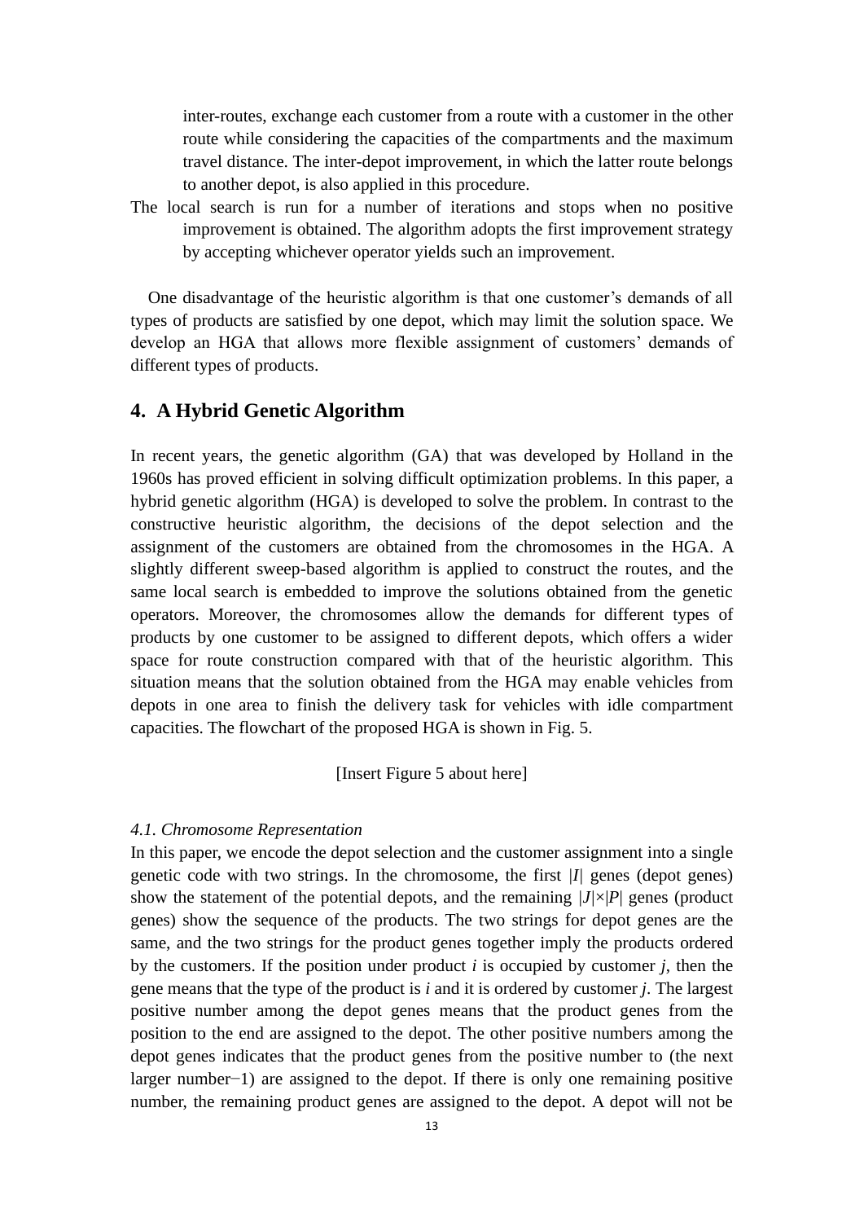inter-routes, exchange each customer from a route with a customer in the other route while considering the capacities of the compartments and the maximum travel distance. The inter-depot improvement, in which the latter route belongs to another depot, is also applied in this procedure.

The local search is run for a number of iterations and stops when no positive improvement is obtained. The algorithm adopts the first improvement strategy by accepting whichever operator yields such an improvement.

One disadvantage of the heuristic algorithm is that one customer's demands of all types of products are satisfied by one depot, which may limit the solution space. We develop an HGA that allows more flexible assignment of customers' demands of different types of products.

## 4. A Hybrid Genetic Algorithm

In recent years, the genetic algorithm (GA) that was developed by Holland in the 1960s has proved efficient in solving difficult optimization problems. In this paper, a hybrid genetic algorithm (HGA) is developed to solve the problem. In contrast to the constructive heuristic algorithm, the decisions of the depot selection and the assignment of the customers are obtained from the chromosomes in the HGA. A slightly different sweep-based algorithm is applied to construct the routes, and the same local search is embedded to improve the solutions obtained from the genetic operators. Moreover, the chromosomes allow the demands for different types of products by one customer to be assigned to different depots, which offers a wider space for route construction compared with that of the heuristic algorithm. This situation means that the solution obtained from the HGA may enable vehicles from depots in one area to finish the delivery task for vehicles with idle compartment capacities. The flowchart of the proposed HGA is shown in Fig. 5.

[Insert Figure 5 about here]

### *4.1. Chromosome Representation*

In this paper, we encode the depot selection and the customer assignment into a single genetic code with two strings. In the chromosome, the first $|I|$ genes (depot genes) show the statement of the potential depots, and the remaining $|J|\times|P|$ genes (product genes) show the sequence of the products. The two strings for depot genes are the same, and the two strings for the product genes together imply the products ordered by the customers. If the position under product $i$ is occupied by customer $j$, then the gene means that the type of the product is $i$ and it is ordered by customer $j$. The largest positive number among the depot genes means that the product genes from the position to the end are assigned to the depot. The other positive numbers among the depot genes indicates that the product genes from the positive number to (the next larger number−1) are assigned to the depot. If there is only one remaining positive number, the remaining product genes are assigned to the depot. A depot will not be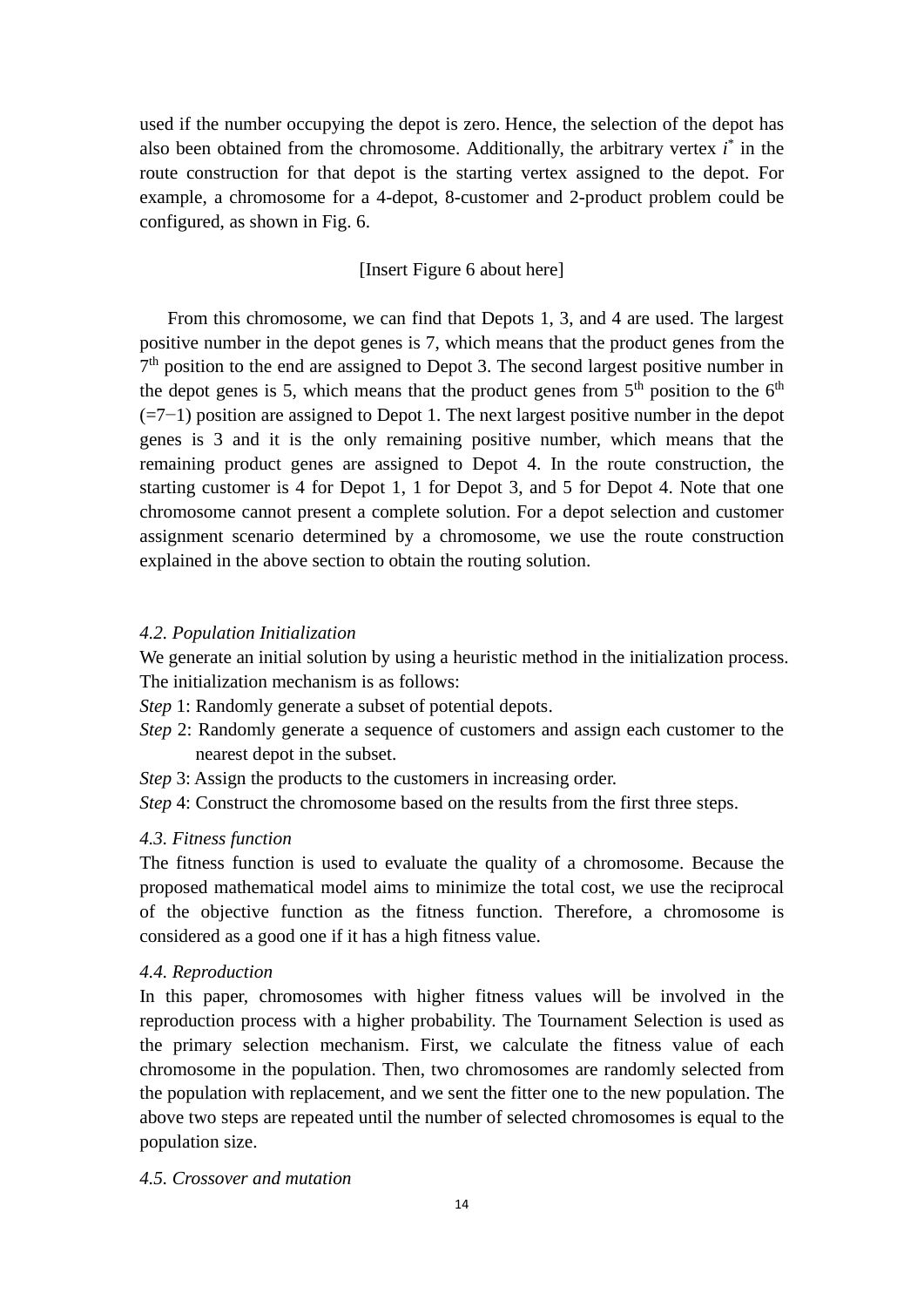used if the number occupying the depot is zero. Hence, the selection of the depot has also been obtained from the chromosome. Additionally, the arbitrary vertex $i^*$ in the route construction for that depot is the starting vertex assigned to the depot. For example, a chromosome for a 4-depot, 8-customer and 2-product problem could be configured, as shown in Fig. 6.

[Insert Figure 6 about here]

From this chromosome, we can find that Depots 1, 3, and 4 are used. The largest positive number in the depot genes is 7, which means that the product genes from the $7^{\text{th}}$ position to the end are assigned to Depot 3. The second largest positive number in the depot genes is 5, which means that the product genes from $5^{\text{th}}$ position to the $6^{\text{th}}$ ($=7-1$) position are assigned to Depot 1. The next largest positive number in the depot genes is 3 and it is the only remaining positive number, which means that the remaining product genes are assigned to Depot 4. In the route construction, the starting customer is 4 for Depot 1, 1 for Depot 3, and 5 for Depot 4. Note that one chromosome cannot present a complete solution. For a depot selection and customer assignment scenario determined by a chromosome, we use the route construction explained in the above section to obtain the routing solution.

### *4.2. Population Initialization*

We generate an initial solution by using a heuristic method in the initialization process. The initialization mechanism is as follows:

*Step* 1: Randomly generate a subset of potential depots.

*Step* 2: Randomly generate a sequence of customers and assign each customer to the nearest depot in the subset.

*Step* 3: Assign the products to the customers in increasing order.

*Step* 4: Construct the chromosome based on the results from the first three steps.

### *4.3. Fitness function*

The fitness function is used to evaluate the quality of a chromosome. Because the proposed mathematical model aims to minimize the total cost, we use the reciprocal of the objective function as the fitness function. Therefore, a chromosome is considered as a good one if it has a high fitness value.

### *4.4. Reproduction*

In this paper, chromosomes with higher fitness values will be involved in the reproduction process with a higher probability. The Tournament Selection is used as the primary selection mechanism. First, we calculate the fitness value of each chromosome in the population. Then, two chromosomes are randomly selected from the population with replacement, and we sent the fitter one to the new population. The above two steps are repeated until the number of selected chromosomes is equal to the population size.

### *4.5. Crossover and mutation*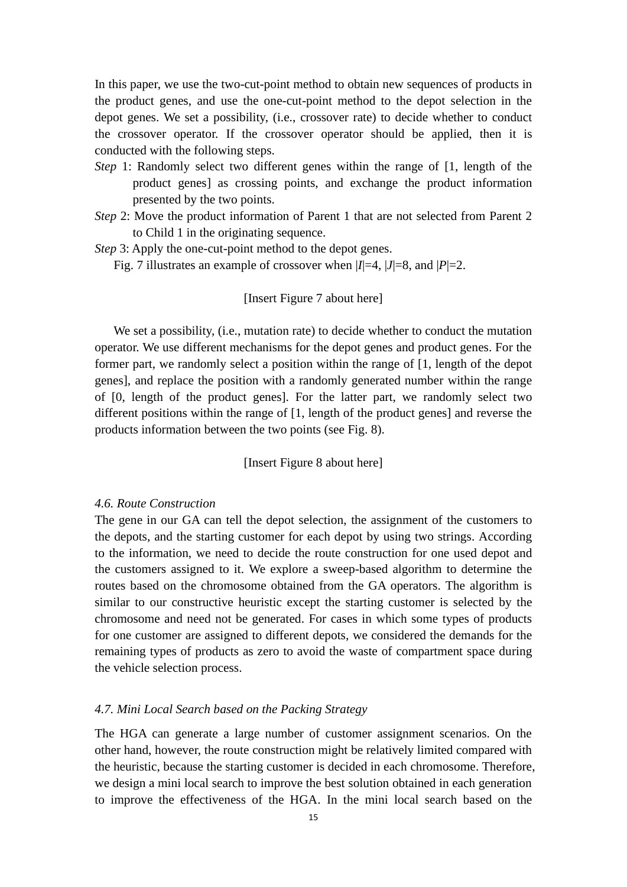In this paper, we use the two-cut-point method to obtain new sequences of products in the product genes, and use the one-cut-point method to the depot selection in the depot genes. We set a possibility, (i.e., crossover rate) to decide whether to conduct the crossover operator. If the crossover operator should be applied, then it is conducted with the following steps.

*Step* 1: Randomly select two different genes within the range of [1, length of the product genes] as crossing points, and exchange the product information presented by the two points.

*Step* 2: Move the product information of Parent 1 that are not selected from Parent 2 to Child 1 in the originating sequence.

*Step* 3: Apply the one-cut-point method to the depot genes.

Fig. 7 illustrates an example of crossover when $|I|=4$, $|J|=8$, and $|P|=2$.

[Insert Figure 7 about here]

We set a possibility, (i.e., mutation rate) to decide whether to conduct the mutation operator. We use different mechanisms for the depot genes and product genes. For the former part, we randomly select a position within the range of [1, length of the depot genes], and replace the position with a randomly generated number within the range of [0, length of the product genes]. For the latter part, we randomly select two different positions within the range of [1, length of the product genes] and reverse the products information between the two points (see Fig. 8).

[Insert Figure 8 about here]

### *4.6. Route Construction*

The gene in our GA can tell the depot selection, the assignment of the customers to the depots, and the starting customer for each depot by using two strings. According to the information, we need to decide the route construction for one used depot and the customers assigned to it. We explore a sweep-based algorithm to determine the routes based on the chromosome obtained from the GA operators. The algorithm is similar to our constructive heuristic except the starting customer is selected by the chromosome and need not be generated. For cases in which some types of products for one customer are assigned to different depots, we considered the demands for the remaining types of products as zero to avoid the waste of compartment space during the vehicle selection process.

### *4.7. Mini Local Search based on the Packing Strategy*

The HGA can generate a large number of customer assignment scenarios. On the other hand, however, the route construction might be relatively limited compared with the heuristic, because the starting customer is decided in each chromosome. Therefore, we design a mini local search to improve the best solution obtained in each generation to improve the effectiveness of the HGA. In the mini local search based on the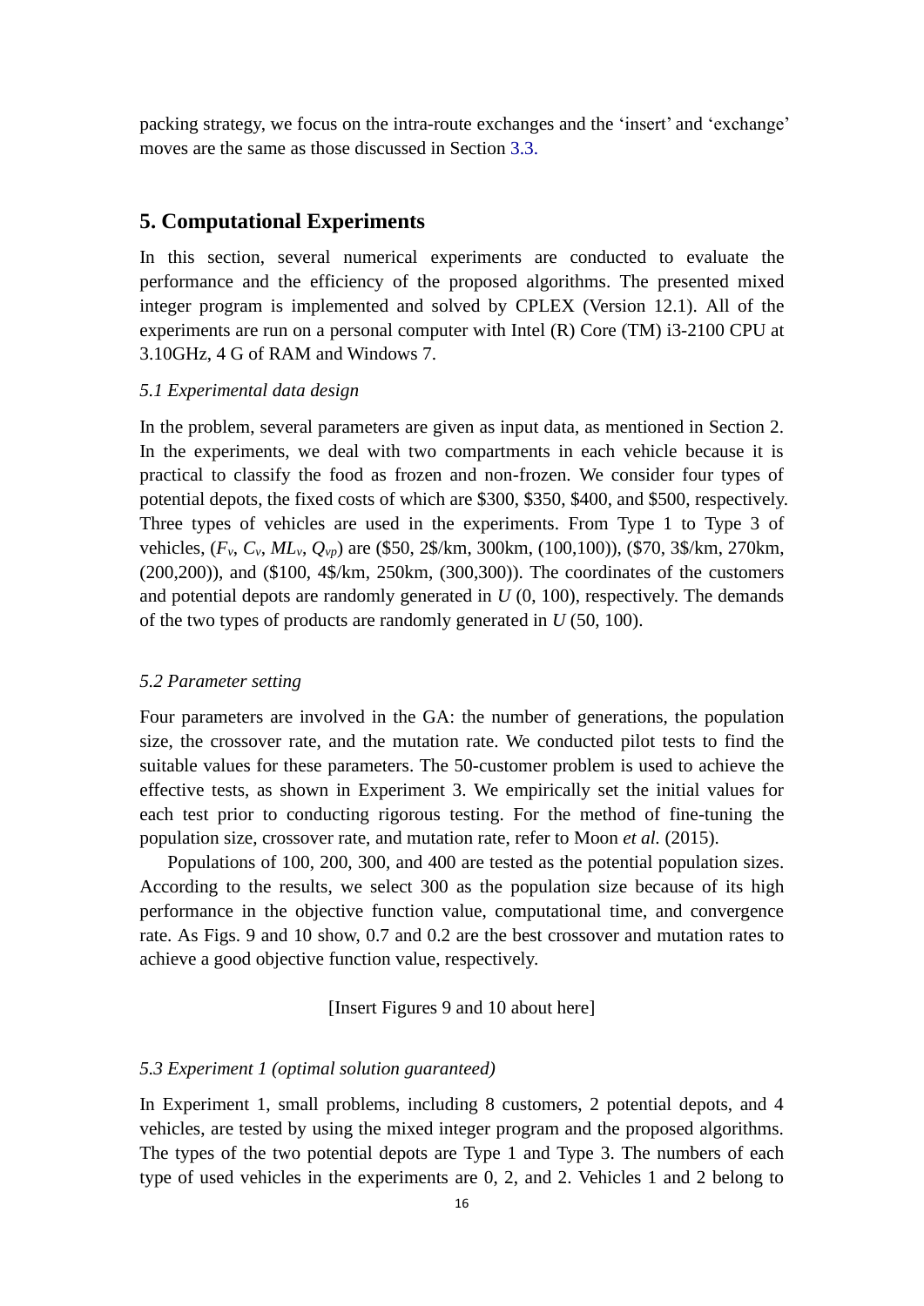packing strategy, we focus on the intra-route exchanges and the 'insert' and 'exchange' moves are the same as those discussed in Section 3.3.

## 5. Computational Experiments

In this section, several numerical experiments are conducted to evaluate the performance and the efficiency of the proposed algorithms. The presented mixed integer program is implemented and solved by CPLEX (Version 12.1). All of the experiments are run on a personal computer with Intel (R) Core (TM) i3-2100 CPU at 3.10GHz, 4 G of RAM and Windows 7.

### *5.1 Experimental data design*

In the problem, several parameters are given as input data, as mentioned in Section 2. In the experiments, we deal with two compartments in each vehicle because it is practical to classify the food as frozen and non-frozen. We consider four types of potential depots, the fixed costs of which are \$300, \$350, \$400, and \$500, respectively. Three types of vehicles are used in the experiments. From Type 1 to Type 3 of vehicles, ($F_v$, $C_v$, $ML_v$, $Q_{vp}$) are (\$50, 2\$/km, 300km, (100,100)), (\$70, 3\$/km, 270km, (200,200)), and (\$100, 4\$/km, 250km, (300,300)). The coordinates of the customers and potential depots are randomly generated in $U$ (0, 100), respectively. The demands of the two types of products are randomly generated in $U$ (50, 100).

### *5.2 Parameter setting*

Four parameters are involved in the GA: the number of generations, the population size, the crossover rate, and the mutation rate. We conducted pilot tests to find the suitable values for these parameters. The 50-customer problem is used to achieve the effective tests, as shown in Experiment 3. We empirically set the initial values for each test prior to conducting rigorous testing. For the method of fine-tuning the population size, crossover rate, and mutation rate, refer to Moon *et al.* (2015).

Populations of 100, 200, 300, and 400 are tested as the potential population sizes. According to the results, we select 300 as the population size because of its high performance in the objective function value, computational time, and convergence rate. As Figs. 9 and 10 show, 0.7 and 0.2 are the best crossover and mutation rates to achieve a good objective function value, respectively.

[Insert Figures 9 and 10 about here]

### *5.3 Experiment 1 (optimal solution guaranteed)*

In Experiment 1, small problems, including 8 customers, 2 potential depots, and 4 vehicles, are tested by using the mixed integer program and the proposed algorithms. The types of the two potential depots are Type 1 and Type 3. The numbers of each type of used vehicles in the experiments are 0, 2, and 2. Vehicles 1 and 2 belong to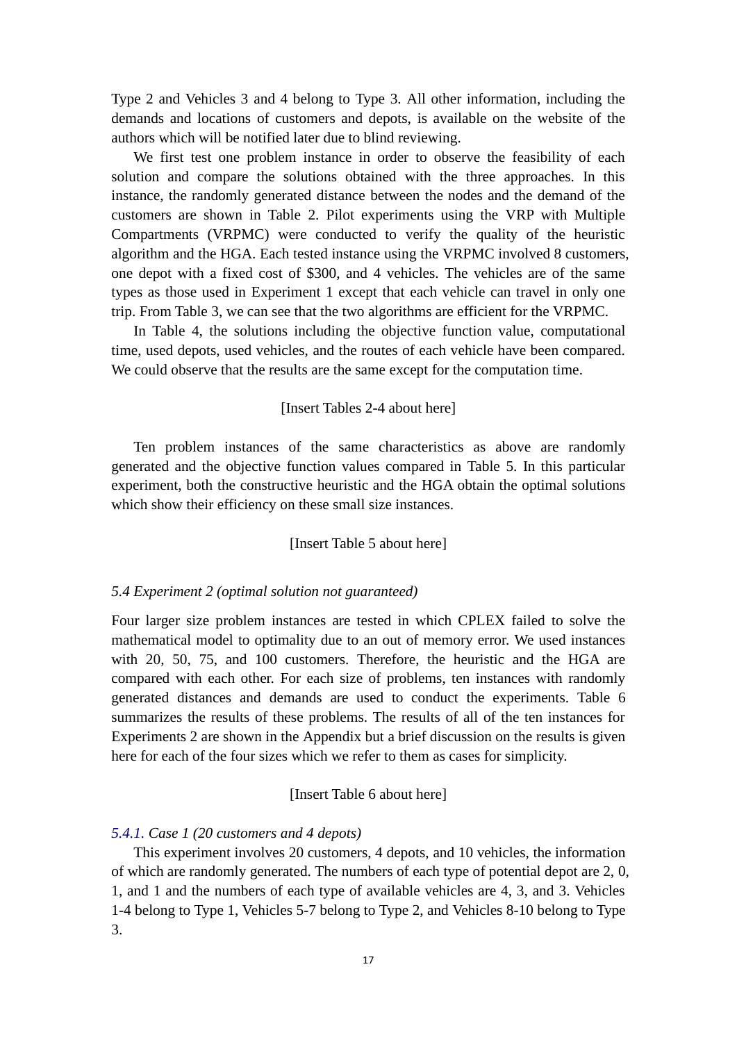Type 2 and Vehicles 3 and 4 belong to Type 3. All other information, including the demands and locations of customers and depots, is available on the website of the authors which will be notified later due to blind reviewing.

We first test one problem instance in order to observe the feasibility of each solution and compare the solutions obtained with the three approaches. In this instance, the randomly generated distance between the nodes and the demand of the customers are shown in Table 2. Pilot experiments using the VRP with Multiple Compartments (VRPMC) were conducted to verify the quality of the heuristic algorithm and the HGA. Each tested instance using the VRPMC involved 8 customers, one depot with a fixed cost of $300, and 4 vehicles. The vehicles are of the same types as those used in Experiment 1 except that each vehicle can travel in only one trip. From Table 3, we can see that the two algorithms are efficient for the VRPMC.

In Table 4, the solutions including the objective function value, computational time, used depots, used vehicles, and the routes of each vehicle have been compared. We could observe that the results are the same except for the computation time.

[Insert Tables 2-4 about here]

Ten problem instances of the same characteristics as above are randomly generated and the objective function values compared in Table 5. In this particular experiment, both the constructive heuristic and the HGA obtain the optimal solutions which show their efficiency on these small size instances.

[Insert Table 5 about here]

### *5.4 Experiment 2 (optimal solution not guaranteed)*

Four larger size problem instances are tested in which CPLEX failed to solve the mathematical model to optimality due to an out of memory error. We used instances with 20, 50, 75, and 100 customers. Therefore, the heuristic and the HGA are compared with each other. For each size of problems, ten instances with randomly generated distances and demands are used to conduct the experiments. Table 6 summarizes the results of these problems. The results of all of the ten instances for Experiments 2 are shown in the Appendix but a brief discussion on the results is given here for each of the four sizes which we refer to them as cases for simplicity.

[Insert Table 6 about here]

#### *5.4.1. Case 1 (20 customers and 4 depots)*

This experiment involves 20 customers, 4 depots, and 10 vehicles, the information of which are randomly generated. The numbers of each type of potential depot are 2, 0, 1, and 1 and the numbers of each type of available vehicles are 4, 3, and 3. Vehicles 1-4 belong to Type 1, Vehicles 5-7 belong to Type 2, and Vehicles 8-10 belong to Type 3.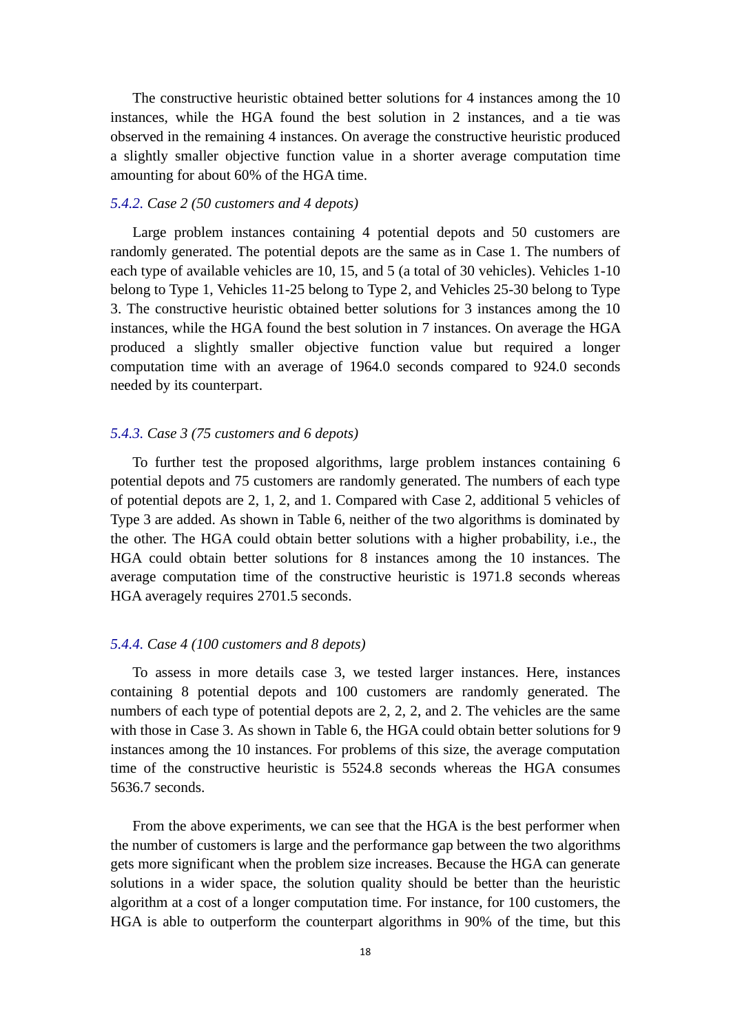The constructive heuristic obtained better solutions for 4 instances among the 10 instances, while the HGA found the best solution in 2 instances, and a tie was observed in the remaining 4 instances. On average the constructive heuristic produced a slightly smaller objective function value in a shorter average computation time amounting for about 60% of the HGA time.

#### *5.4.2. Case 2 (50 customers and 4 depots)*

Large problem instances containing 4 potential depots and 50 customers are randomly generated. The potential depots are the same as in Case 1. The numbers of each type of available vehicles are 10, 15, and 5 (a total of 30 vehicles). Vehicles 1-10 belong to Type 1, Vehicles 11-25 belong to Type 2, and Vehicles 25-30 belong to Type 3. The constructive heuristic obtained better solutions for 3 instances among the 10 instances, while the HGA found the best solution in 7 instances. On average the HGA produced a slightly smaller objective function value but required a longer computation time with an average of 1964.0 seconds compared to 924.0 seconds needed by its counterpart.

#### *5.4.3. Case 3 (75 customers and 6 depots)*

To further test the proposed algorithms, large problem instances containing 6 potential depots and 75 customers are randomly generated. The numbers of each type of potential depots are 2, 1, 2, and 1. Compared with Case 2, additional 5 vehicles of Type 3 are added. As shown in Table 6, neither of the two algorithms is dominated by the other. The HGA could obtain better solutions with a higher probability, i.e., the HGA could obtain better solutions for 8 instances among the 10 instances. The average computation time of the constructive heuristic is 1971.8 seconds whereas HGA averagely requires 2701.5 seconds.

#### *5.4.4. Case 4 (100 customers and 8 depots)*

To assess in more details case 3, we tested larger instances. Here, instances containing 8 potential depots and 100 customers are randomly generated. The numbers of each type of potential depots are 2, 2, 2, and 2. The vehicles are the same with those in Case 3. As shown in Table 6, the HGA could obtain better solutions for 9 instances among the 10 instances. For problems of this size, the average computation time of the constructive heuristic is 5524.8 seconds whereas the HGA consumes 5636.7 seconds.

From the above experiments, we can see that the HGA is the best performer when the number of customers is large and the performance gap between the two algorithms gets more significant when the problem size increases. Because the HGA can generate solutions in a wider space, the solution quality should be better than the heuristic algorithm at a cost of a longer computation time. For instance, for 100 customers, the HGA is able to outperform the counterpart algorithms in 90% of the time, but this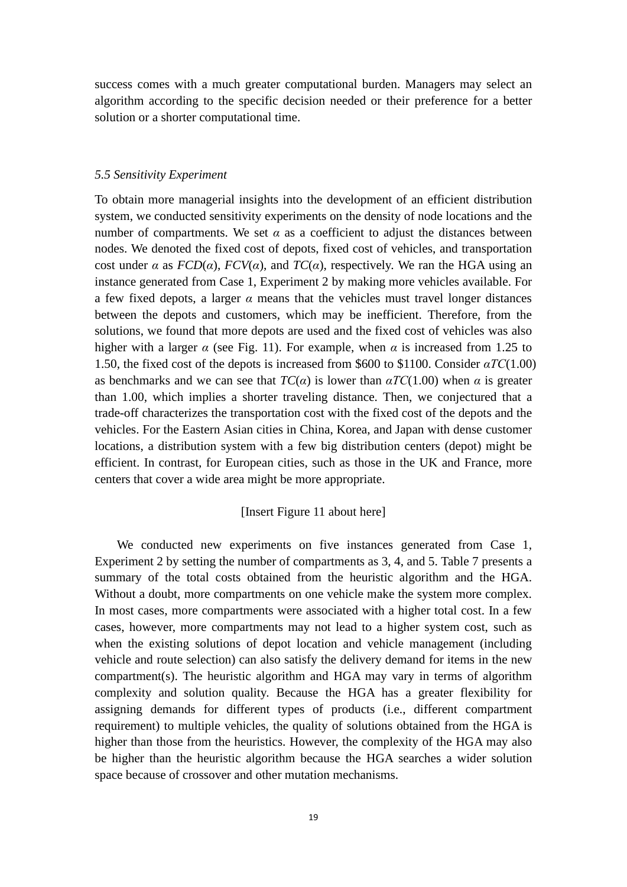success comes with a much greater computational burden. Managers may select an algorithm according to the specific decision needed or their preference for a better solution or a shorter computational time.

### *5.5 Sensitivity Experiment*

To obtain more managerial insights into the development of an efficient distribution system, we conducted sensitivity experiments on the density of node locations and the number of compartments. We set $\alpha$ as a coefficient to adjust the distances between nodes. We denoted the fixed cost of depots, fixed cost of vehicles, and transportation cost under $\alpha$ as $FCD(\alpha)$, $FCV(\alpha)$, and $TC(\alpha)$, respectively. We ran the HGA using an instance generated from Case 1, Experiment 2 by making more vehicles available. For a few fixed depots, a larger $\alpha$ means that the vehicles must travel longer distances between the depots and customers, which may be inefficient. Therefore, from the solutions, we found that more depots are used and the fixed cost of vehicles was also higher with a larger $\alpha$ (see Fig. 11). For example, when $\alpha$ is increased from 1.25 to 1.50, the fixed cost of the depots is increased from $600 to $1100. Consider $\alpha TC(1.00)$ as benchmarks and we can see that $TC(\alpha)$ is lower than $\alpha TC(1.00)$ when $\alpha$ is greater than 1.00, which implies a shorter traveling distance. Then, we conjectured that a trade-off characterizes the transportation cost with the fixed cost of the depots and the vehicles. For the Eastern Asian cities in China, Korea, and Japan with dense customer locations, a distribution system with a few big distribution centers (depot) might be efficient. In contrast, for European cities, such as those in the UK and France, more centers that cover a wide area might be more appropriate.

[Insert Figure 11 about here]

We conducted new experiments on five instances generated from Case 1, Experiment 2 by setting the number of compartments as 3, 4, and 5. Table 7 presents a summary of the total costs obtained from the heuristic algorithm and the HGA. Without a doubt, more compartments on one vehicle make the system more complex. In most cases, more compartments were associated with a higher total cost. In a few cases, however, more compartments may not lead to a higher system cost, such as when the existing solutions of depot location and vehicle management (including vehicle and route selection) can also satisfy the delivery demand for items in the new compartment(s). The heuristic algorithm and HGA may vary in terms of algorithm complexity and solution quality. Because the HGA has a greater flexibility for assigning demands for different types of products (i.e., different compartment requirement) to multiple vehicles, the quality of solutions obtained from the HGA is higher than those from the heuristics. However, the complexity of the HGA may also be higher than the heuristic algorithm because the HGA searches a wider solution space because of crossover and other mutation mechanisms.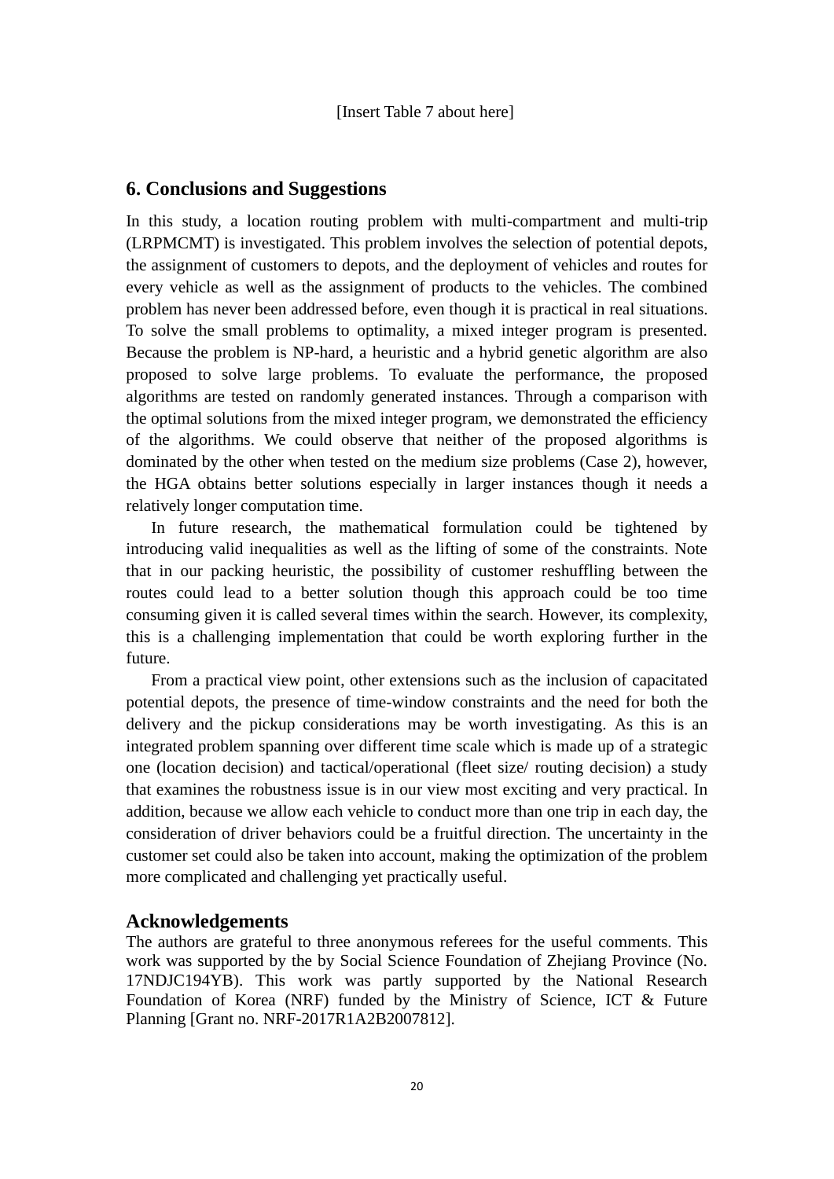[Insert Table 7 about here]

## 6. Conclusions and Suggestions

In this study, a location routing problem with multi-compartment and multi-trip (LRPMCMT) is investigated. This problem involves the selection of potential depots, the assignment of customers to depots, and the deployment of vehicles and routes for every vehicle as well as the assignment of products to the vehicles. The combined problem has never been addressed before, even though it is practical in real situations. To solve the small problems to optimality, a mixed integer program is presented. Because the problem is NP-hard, a heuristic and a hybrid genetic algorithm are also proposed to solve large problems. To evaluate the performance, the proposed algorithms are tested on randomly generated instances. Through a comparison with the optimal solutions from the mixed integer program, we demonstrated the efficiency of the algorithms. We could observe that neither of the proposed algorithms is dominated by the other when tested on the medium size problems (Case 2), however, the HGA obtains better solutions especially in larger instances though it needs a relatively longer computation time.

In future research, the mathematical formulation could be tightened by introducing valid inequalities as well as the lifting of some of the constraints. Note that in our packing heuristic, the possibility of customer reshuffling between the routes could lead to a better solution though this approach could be too time consuming given it is called several times within the search. However, its complexity, this is a challenging implementation that could be worth exploring further in the future.

From a practical view point, other extensions such as the inclusion of capacitated potential depots, the presence of time-window constraints and the need for both the delivery and the pickup considerations may be worth investigating. As this is an integrated problem spanning over different time scale which is made up of a strategic one (location decision) and tactical/operational (fleet size/ routing decision) a study that examines the robustness issue is in our view most exciting and very practical. In addition, because we allow each vehicle to conduct more than one trip in each day, the consideration of driver behaviors could be a fruitful direction. The uncertainty in the customer set could also be taken into account, making the optimization of the problem more complicated and challenging yet practically useful.

## Acknowledgements

The authors are grateful to three anonymous referees for the useful comments. This work was supported by the by Social Science Foundation of Zhejiang Province (No. 17NDJC194YB). This work was partly supported by the National Research Foundation of Korea (NRF) funded by the Ministry of Science, ICT & Future Planning [Grant no. NRF-2017R1A2B2007812].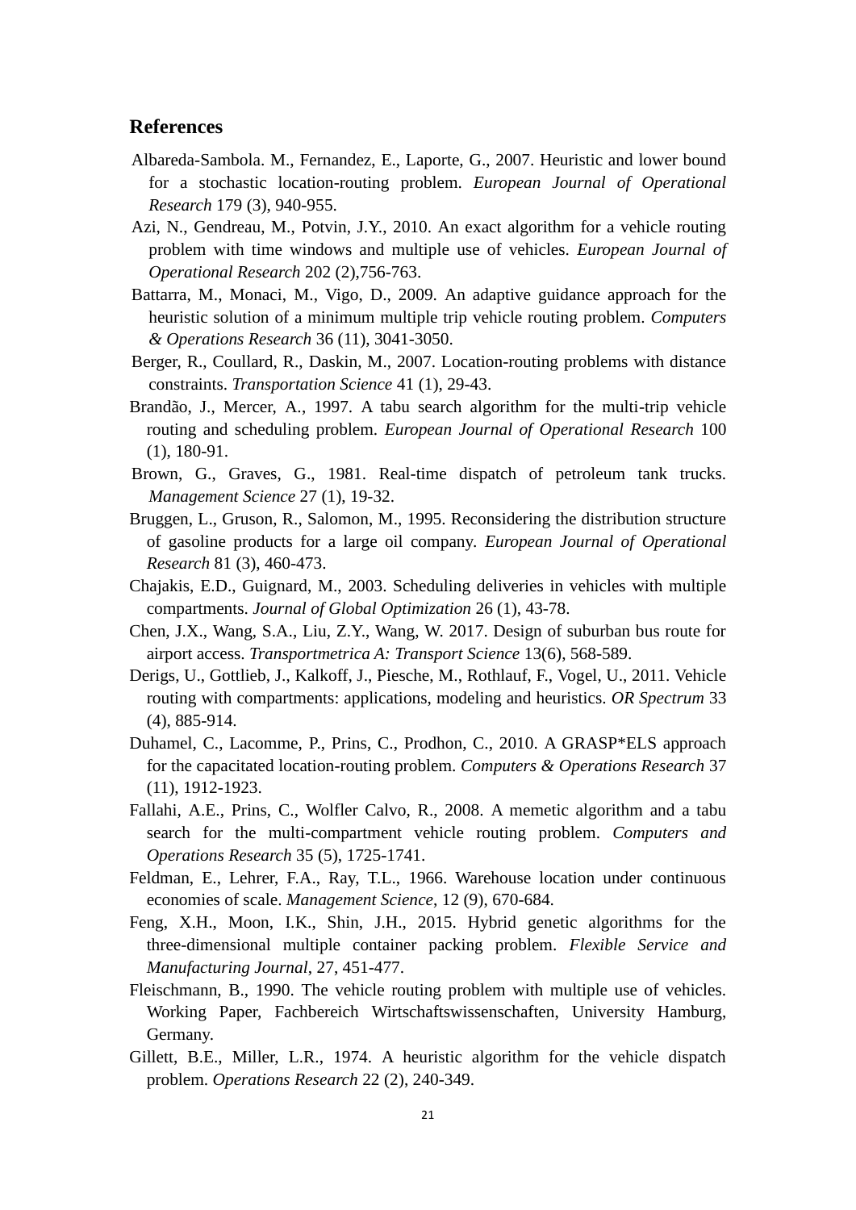## References

Albareda-Sambola. M., Fernandez, E., Laporte, G., 2007. Heuristic and lower bound for a stochastic location-routing problem. *European Journal of Operational Research* 179 (3), 940-955.

Azi, N., Gendreau, M., Potvin, J.Y., 2010. An exact algorithm for a vehicle routing problem with time windows and multiple use of vehicles. *European Journal of Operational Research* 202 (2),756-763.

Battarra, M., Monaci, M., Vigo, D., 2009. An adaptive guidance approach for the heuristic solution of a minimum multiple trip vehicle routing problem. *Computers & Operations Research* 36 (11), 3041-3050.

Berger, R., Coullard, R., Daskin, M., 2007. Location-routing problems with distance constraints. *Transportation Science* 41 (1), 29-43.

Brandão, J., Mercer, A., 1997. A tabu search algorithm for the multi-trip vehicle routing and scheduling problem. *European Journal of Operational Research* 100 (1), 180-91.

Brown, G., Graves, G., 1981. Real-time dispatch of petroleum tank trucks. *Management Science* 27 (1), 19-32.

Bruggen, L., Gruson, R., Salomon, M., 1995. Reconsidering the distribution structure of gasoline products for a large oil company. *European Journal of Operational Research* 81 (3), 460-473.

Chajakis, E.D., Guignard, M., 2003. Scheduling deliveries in vehicles with multiple compartments. *Journal of Global Optimization* 26 (1), 43-78.

Chen, J.X., Wang, S.A., Liu, Z.Y., Wang, W. 2017. Design of suburban bus route for airport access. *Transportmetrica A: Transport Science* 13(6), 568-589.

Derigs, U., Gottlieb, J., Kalkoff, J., Piesche, M., Rothlauf, F., Vogel, U., 2011. Vehicle routing with compartments: applications, modeling and heuristics. *OR Spectrum* 33 (4), 885-914.

Duhamel, C., Lacomme, P., Prins, C., Prodhon, C., 2010. A GRASP*ELS approach for the capacitated location-routing problem. *Computers & Operations Research* 37 (11), 1912-1923.

Fallahi, A.E., Prins, C., Wolfler Calvo, R., 2008. A memetic algorithm and a tabu search for the multi-compartment vehicle routing problem. *Computers and Operations Research* 35 (5), 1725-1741.

Feldman, E., Lehrer, F.A., Ray, T.L., 1966. Warehouse location under continuous economies of scale. *Management Science*, 12 (9), 670-684.

Feng, X.H., Moon, I.K., Shin, J.H., 2015. Hybrid genetic algorithms for the three-dimensional multiple container packing problem. *Flexible Service and Manufacturing Journal*, 27, 451-477.

Fleischmann, B., 1990. The vehicle routing problem with multiple use of vehicles. Working Paper, Fachbereich Wirtschaftswissenschaften, University Hamburg, Germany.

Gillett, B.E., Miller, L.R., 1974. A heuristic algorithm for the vehicle dispatch problem. *Operations Research* 22 (2), 240-349.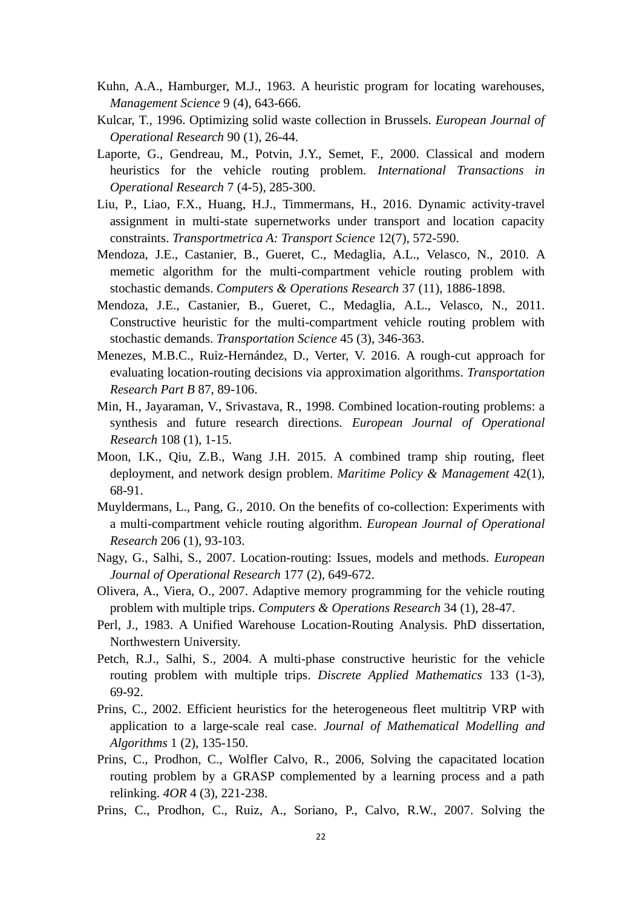Kuhn, A.A., Hamburger, M.J., 1963. A heuristic program for locating warehouses, *Management Science* 9 (4), 643-666.

Kulcar, T., 1996. Optimizing solid waste collection in Brussels. *European Journal of Operational Research* 90 (1), 26-44.

Laporte, G., Gendreau, M., Potvin, J.Y., Semet, F., 2000. Classical and modern heuristics for the vehicle routing problem. *International Transactions in Operational Research* 7 (4-5), 285-300.

Liu, P., Liao, F.X., Huang, H.J., Timmermans, H., 2016. Dynamic activity-travel assignment in multi-state supernetworks under transport and location capacity constraints. *Transportmetrica A: Transport Science* 12(7), 572-590.

Mendoza, J.E., Castanier, B., Gueret, C., Medaglia, A.L., Velasco, N., 2010. A memetic algorithm for the multi-compartment vehicle routing problem with stochastic demands. *Computers & Operations Research* 37 (11), 1886-1898.

Mendoza, J.E., Castanier, B., Gueret, C., Medaglia, A.L., Velasco, N., 2011. Constructive heuristic for the multi-compartment vehicle routing problem with stochastic demands. *Transportation Science* 45 (3), 346-363.

Menezes, M.B.C., Ruiz-Hernández, D., Verter, V. 2016. A rough-cut approach for evaluating location-routing decisions via approximation algorithms. *Transportation Research Part B* 87, 89-106.

Min, H., Jayaraman, V., Srivastava, R., 1998. Combined location-routing problems: a synthesis and future research directions. *European Journal of Operational Research* 108 (1), 1-15.

Moon, I.K., Qiu, Z.B., Wang J.H. 2015. A combined tramp ship routing, fleet deployment, and network design problem. *Maritime Policy & Management* 42(1), 68-91.

Muyldermans, L., Pang, G., 2010. On the benefits of co-collection: Experiments with a multi-compartment vehicle routing algorithm. *European Journal of Operational Research* 206 (1), 93-103.

Nagy, G., Salhi, S., 2007. Location-routing: Issues, models and methods. *European Journal of Operational Research* 177 (2), 649-672.

Olivera, A., Viera, O., 2007. Adaptive memory programming for the vehicle routing problem with multiple trips. *Computers & Operations Research* 34 (1), 28-47.

Perl, J., 1983. A Unified Warehouse Location-Routing Analysis. PhD dissertation, Northwestern University.

Petch, R.J., Salhi, S., 2004. A multi-phase constructive heuristic for the vehicle routing problem with multiple trips. *Discrete Applied Mathematics* 133 (1-3), 69-92.

Prins, C., 2002. Efficient heuristics for the heterogeneous fleet multitrip VRP with application to a large-scale real case. *Journal of Mathematical Modelling and Algorithms* 1 (2), 135-150.

Prins, C., Prodhon, C., Wolfler Calvo, R., 2006, Solving the capacitated location routing problem by a GRASP complemented by a learning process and a path relinking. *4OR* 4 (3), 221-238.

Prins, C., Prodhon, C., Ruiz, A., Soriano, P., Calvo, R.W., 2007. Solving the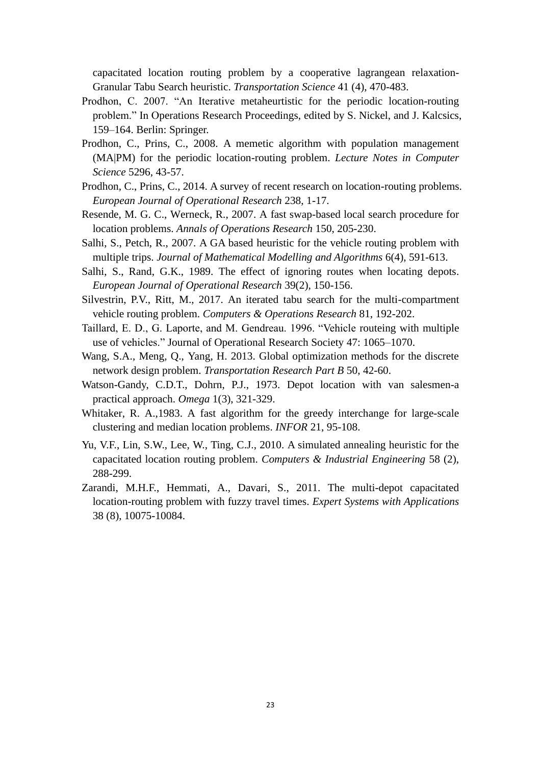capacitated location routing problem by a cooperative lagrangean relaxation-Granular Tabu Search heuristic. *Transportation Science* 41 (4), 470-483.

Prodhon, C. 2007. "An Iterative metaheurtistic for the periodic location-routing problem." In Operations Research Proceedings, edited by S. Nickel, and J. Kalcsics, 159–164. Berlin: Springer.

Prodhon, C., Prins, C., 2008. A memetic algorithm with population management (MA|PM) for the periodic location-routing problem. *Lecture Notes in Computer Science* 5296, 43-57.

Prodhon, C., Prins, C., 2014. A survey of recent research on location-routing problems. *European Journal of Operational Research* 238, 1-17.

Resende, M. G. C., Werneck, R., 2007. A fast swap-based local search procedure for location problems. *Annals of Operations Research* 150, 205-230.

Salhi, S., Petch, R., 2007. A GA based heuristic for the vehicle routing problem with multiple trips. *Journal of Mathematical Modelling and Algorithms* 6(4), 591-613.

Salhi, S., Rand, G.K., 1989. The effect of ignoring routes when locating depots. *European Journal of Operational Research* 39(2), 150-156.

Silvestrin, P.V., Ritt, M., 2017. An iterated tabu search for the multi-compartment vehicle routing problem. *Computers & Operations Research* 81, 192-202.

Taillard, E. D., G. Laporte, and M. Gendreau. 1996. "Vehicle routeing with multiple use of vehicles." Journal of Operational Research Society 47: 1065–1070.

Wang, S.A., Meng, Q., Yang, H. 2013. Global optimization methods for the discrete network design problem. *Transportation Research Part B* 50, 42-60.

Watson-Gandy, C.D.T., Dohrn, P.J., 1973. Depot location with van salesmen-a practical approach. *Omega* 1(3), 321-329.

Whitaker, R. A.,1983. A fast algorithm for the greedy interchange for large-scale clustering and median location problems. *INFOR* 21, 95-108.

Yu, V.F., Lin, S.W., Lee, W., Ting, C.J., 2010. A simulated annealing heuristic for the capacitated location routing problem. *Computers & Industrial Engineering* 58 (2), 288-299.

Zarandi, M.H.F., Hemmati, A., Davari, S., 2011. The multi-depot capacitated location-routing problem with fuzzy travel times. *Expert Systems with Applications* 38 (8), 10075-10084.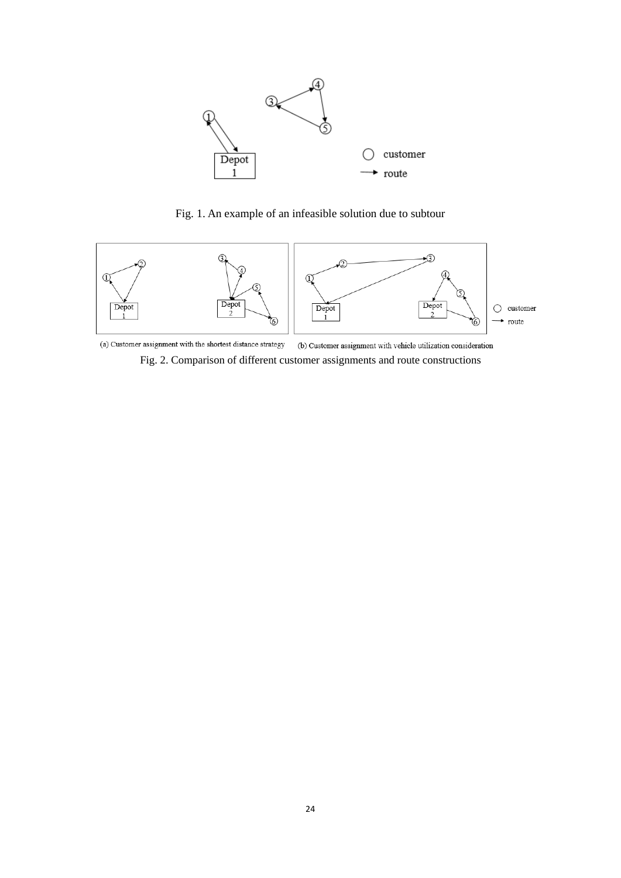Fig. 1. An example of an infeasible solution due to subtour

(a) Customer assignment with the shortest distance strategy (b) Customer assignment with vehicle utilization consideration

Fig. 2. Comparison of different customer assignments and route constructions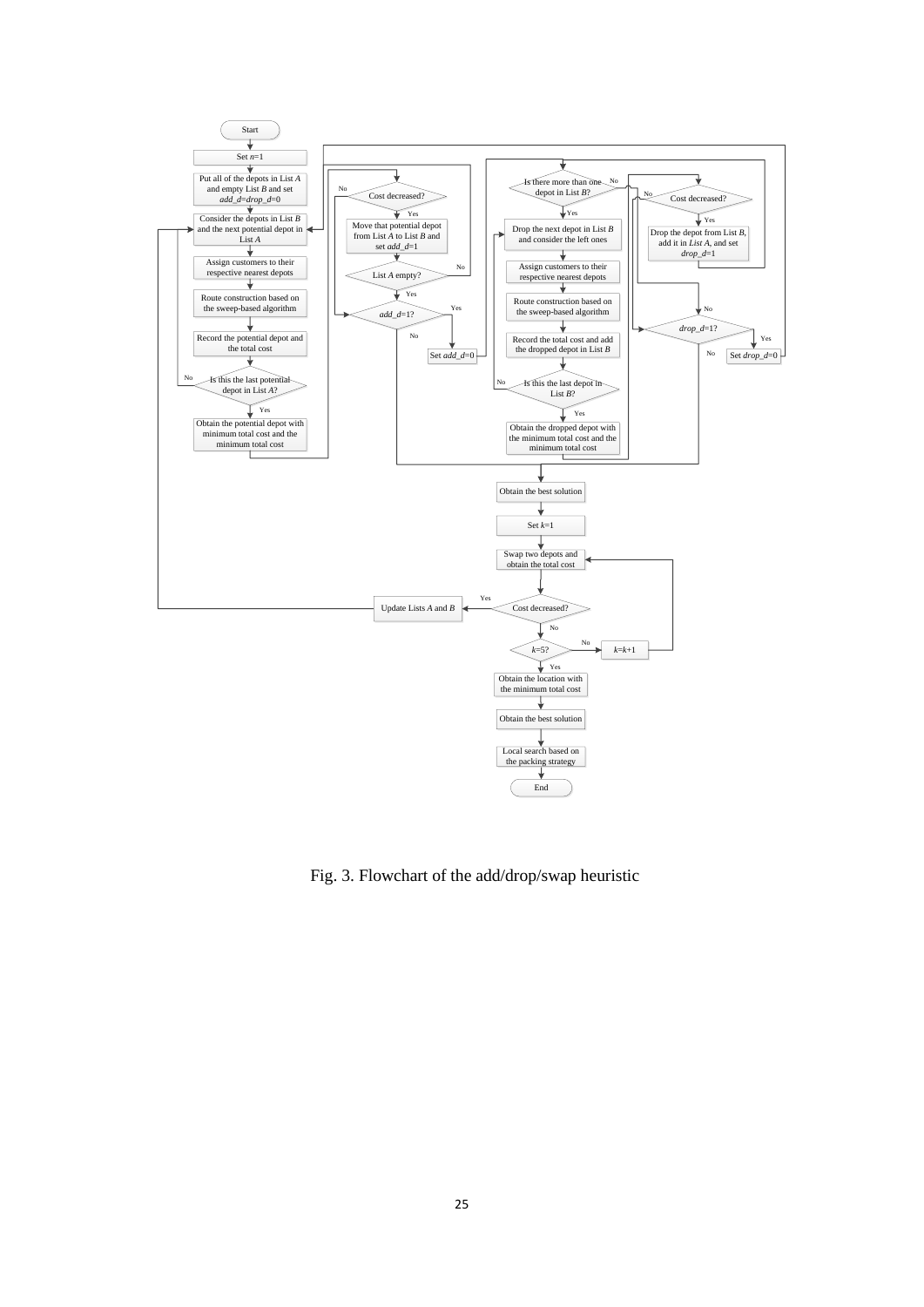Fig. 3. Flowchart of the add/drop/swap heuristic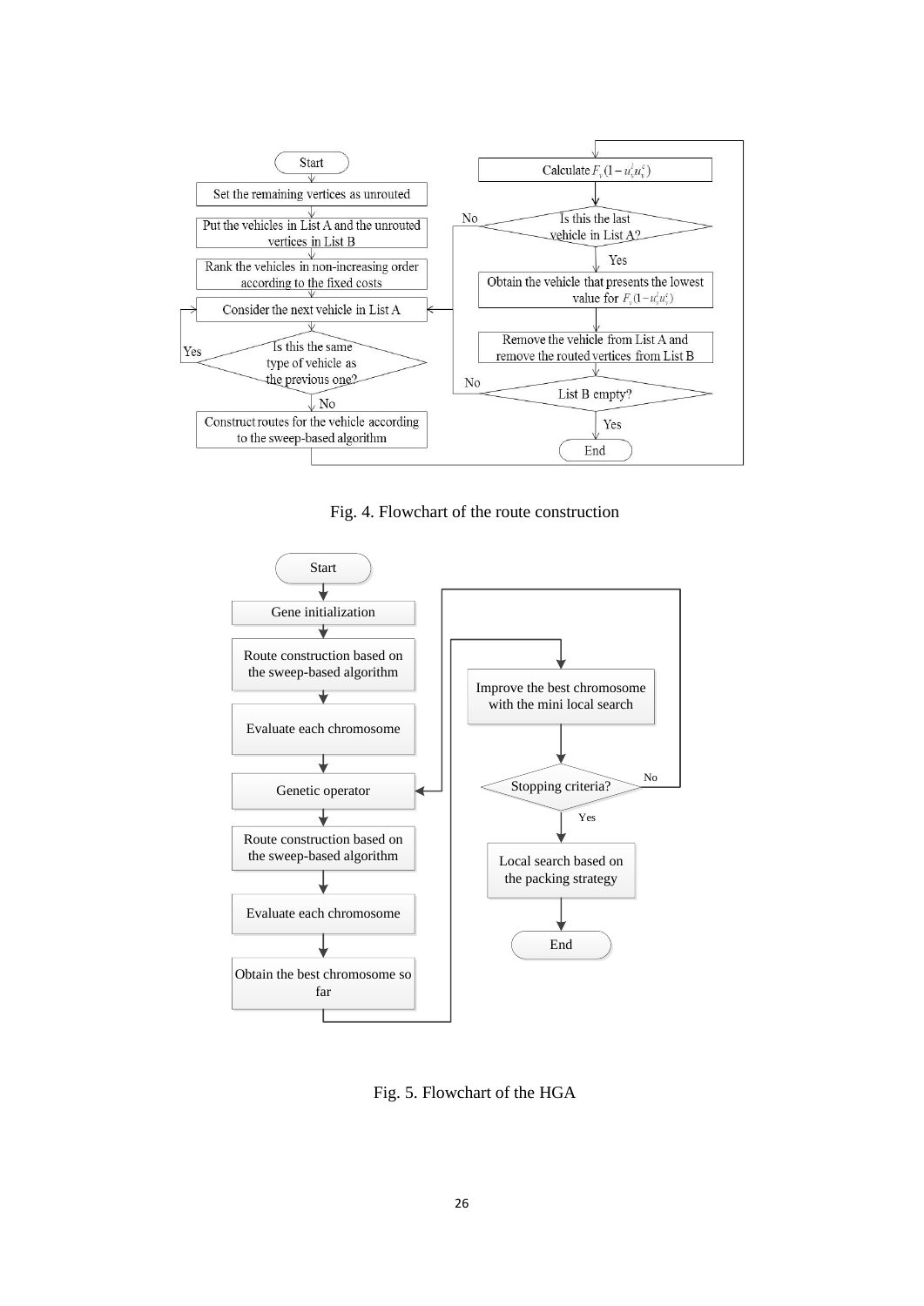Fig. 4. Flowchart of the route construction

Fig. 5. Flowchart of the HGA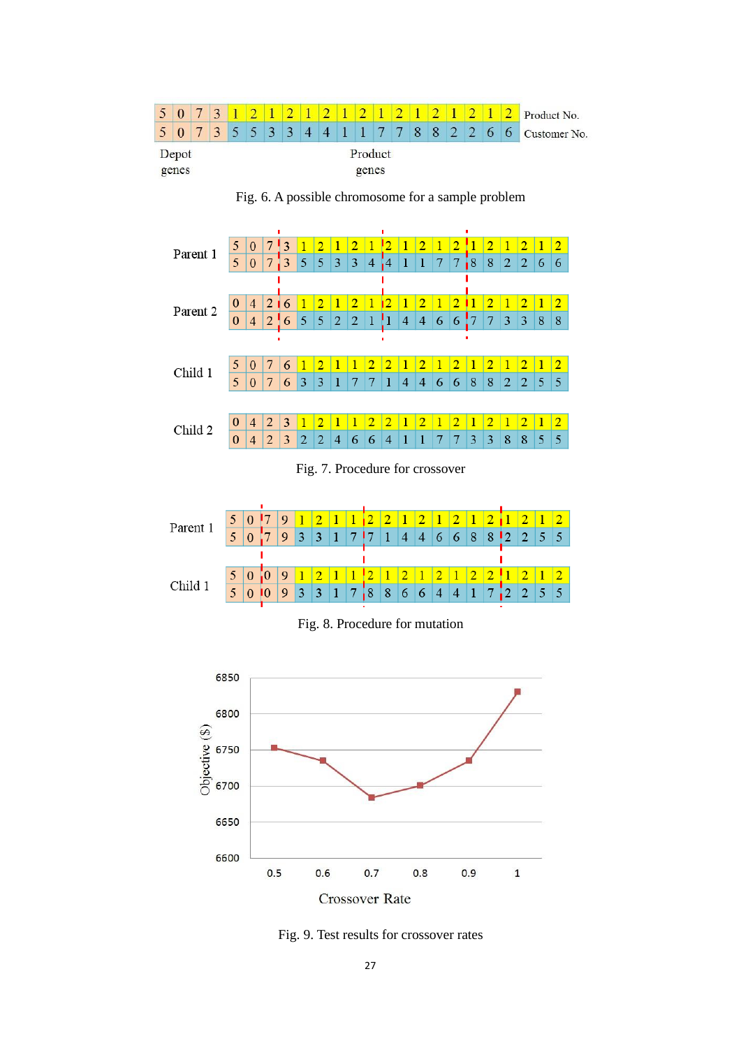| 5 | 0 | 7 | 3 | 1 | 2 | 1 | 2 | 1 | 2 | 1 | 2 | 1 | 2 | 1 | 2 | 1 | 2 | 1 | 2 | Product No. |
|---|---|---|---|---|---|---|---|---|---|---|---|---|---|---|---|---|---|---|---|---|
| 5 | 0 | 7 | 3 | 5 | 5 | 3 | 3 | 4 | 4 | 1 | 1 | 7 | 7 | 8 | 8 | 2 | 2 | 6 | 6 | Customer No. |

Depot genes — Product genes

Fig. 6. A possible chromosome for a sample problem

| | | | | | | | | | | | | | | | | | | | | |
|---|---|---|---|---|---|---|---|---|---|---|---|---|---|---|---|---|---|---|---|---|
| Parent 1 | 5 | 0 | 7 | 3 | 1 | 2 | 1 | 2 | 1 | 2 | 1 | 2 | 1 | 2 | 1 | 2 | 1 | 2 | 1 | 2 |
| | 5 | 0 | 7 | 3 | 5 | 5 | 3 | 3 | 4 | 4 | 1 | 1 | 7 | 7 | 8 | 8 | 2 | 2 | 6 | 6 |
| Parent 2 | 0 | 4 | 2 | 6 | 1 | 2 | 1 | 2 | 1 | 2 | 1 | 2 | 1 | 2 | 1 | 2 | 1 | 2 | 1 | 2 |
| | 0 | 4 | 2 | 6 | 5 | 5 | 2 | 2 | 1 | 1 | 4 | 4 | 6 | 6 | 7 | 7 | 3 | 3 | 8 | 8 |
| Child 1 | 5 | 0 | 7 | 6 | 1 | 2 | 1 | 1 | 2 | 2 | 1 | 2 | 1 | 2 | 1 | 2 | 1 | 2 | 1 | 2 |
| | 5 | 0 | 7 | 6 | 3 | 3 | 1 | 7 | 7 | 1 | 4 | 4 | 6 | 6 | 8 | 8 | 2 | 2 | 5 | 5 |
| Child 2 | 0 | 4 | 2 | 3 | 1 | 2 | 1 | 1 | 2 | 2 | 1 | 2 | 1 | 2 | 1 | 2 | 1 | 2 | 1 | 2 |
| | 0 | 4 | 2 | 3 | 2 | 2 | 4 | 6 | 6 | 4 | 1 | 1 | 7 | 7 | 3 | 3 | 8 | 8 | 5 | 5 |

Fig. 7. Procedure for crossover

| | | | | | | | | | | | | | | | | | | | | |
|---|---|---|---|---|---|---|---|---|---|---|---|---|---|---|---|---|---|---|---|---|
| Parent 1 | 5 | 0 | 7 | 9 | 1 | 2 | 1 | 1 | 2 | 2 | 1 | 2 | 1 | 2 | 1 | 2 | 1 | 2 | 1 | 2 |
| | 5 | 0 | 7 | 9 | 3 | 3 | 1 | 7 | 7 | 1 | 4 | 4 | 6 | 6 | 8 | 8 | 2 | 2 | 5 | 5 |
| Child 1 | 5 | 0 | 0 | 9 | 1 | 2 | 1 | 1 | 2 | 1 | 2 | 1 | 2 | 1 | 2 | 2 | 1 | 2 | 1 | 2 |
| | 5 | 0 | 0 | 9 | 3 | 3 | 1 | 7 | 8 | 8 | 6 | 6 | 4 | 4 | 1 | 7 | 2 | 2 | 5 | 5 |

Fig. 8. Procedure for mutation

| Crossover Rate | 0.5 | 0.6 | 0.7 | 0.8 | 0.9 | 1 |
|---|---|---|---|---|---|---|
| Objective ($) | ~6753 | ~6735 | ~6683 | ~6700 | ~6735 | ~6830 |

Fig. 9. Test results for crossover rates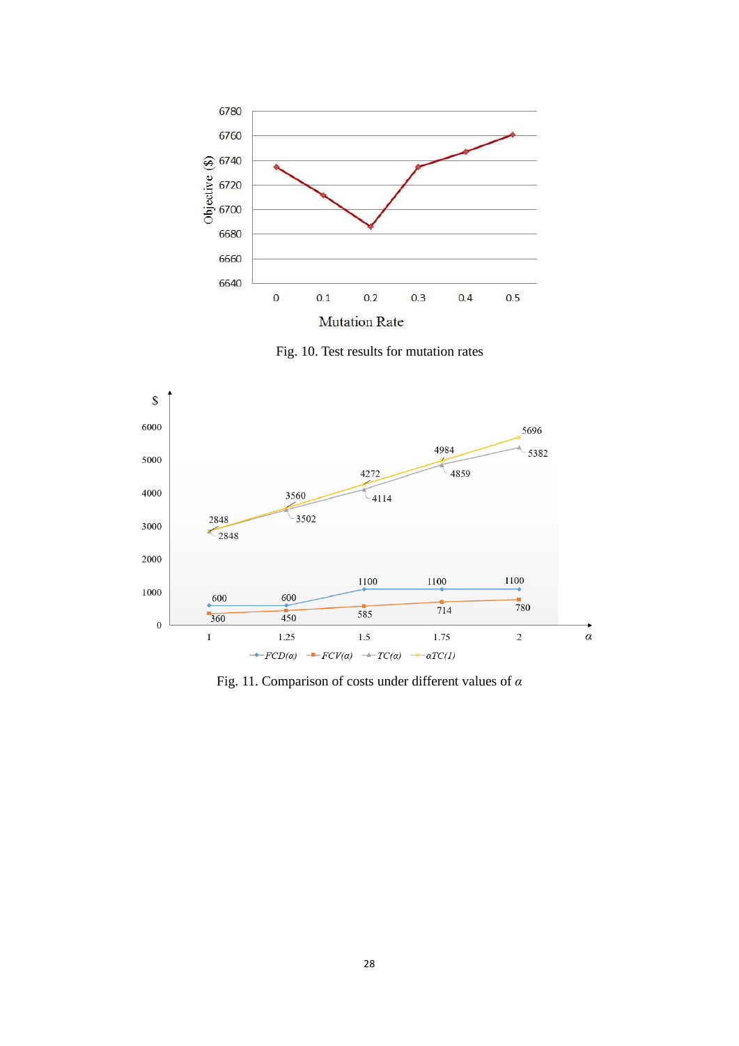Fig. 10. Test results for mutation rates

Fig. 11. Comparison of costs under different values of $\alpha$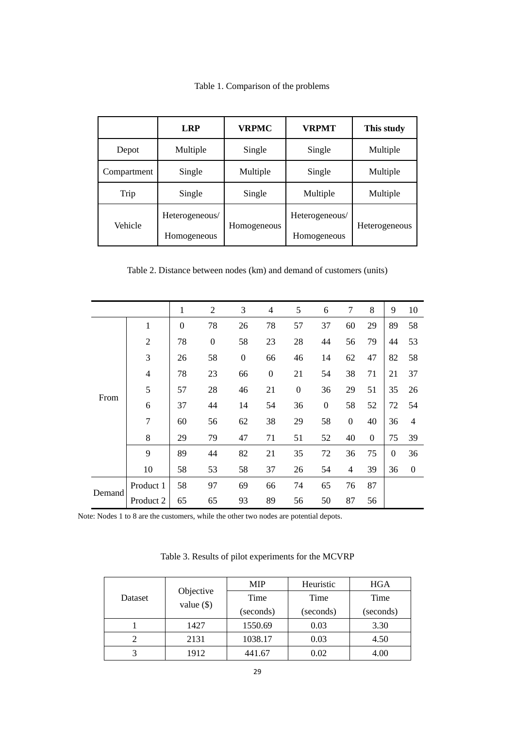Table 1. Comparison of the problems

| | **LRP** | **VRPMC** | **VRPMT** | **This study** |
|---|---|---|---|---|
| Depot | Multiple | Single | Single | Multiple |
| Compartment | Single | Multiple | Single | Multiple |
| Trip | Single | Single | Multiple | Multiple |
| Vehicle | Heterogeneous/ Homogeneous | Homogeneous | Heterogeneous/ Homogeneous | Heterogeneous |

Table 2. Distance between nodes (km) and demand of customers (units)

| | | 1 | 2 | 3 | 4 | 5 | 6 | 7 | 8 | 9 | 10 |
|---|---|---|---|---|---|---|---|---|---|---|---|
| From | 1 | 0 | 78 | 26 | 78 | 57 | 37 | 60 | 29 | 89 | 58 |
| | 2 | 78 | 0 | 58 | 23 | 28 | 44 | 56 | 79 | 44 | 53 |
| | 3 | 26 | 58 | 0 | 66 | 46 | 14 | 62 | 47 | 82 | 58 |
| | 4 | 78 | 23 | 66 | 0 | 21 | 54 | 38 | 71 | 21 | 37 |
| | 5 | 57 | 28 | 46 | 21 | 0 | 36 | 29 | 51 | 35 | 26 |
| | 6 | 37 | 44 | 14 | 54 | 36 | 0 | 58 | 52 | 72 | 54 |
| | 7 | 60 | 56 | 62 | 38 | 29 | 58 | 0 | 40 | 36 | 4 |
| | 8 | 29 | 79 | 47 | 71 | 51 | 52 | 40 | 0 | 75 | 39 |
| | 9 | 89 | 44 | 82 | 21 | 35 | 72 | 36 | 75 | 0 | 36 |
| | 10 | 58 | 53 | 58 | 37 | 26 | 54 | 4 | 39 | 36 | 0 |
| Demand | Product 1 | 58 | 97 | 69 | 66 | 74 | 65 | 76 | 87 | | |
| | Product 2 | 65 | 65 | 93 | 89 | 56 | 50 | 87 | 56 | | |

Note: Nodes 1 to 8 are the customers, while the other two nodes are potential depots.

Table 3. Results of pilot experiments for the MCVRP

| Dataset | Objective value ($) | MIP | Heuristic | HGA |
|---|---|---|---|---|
| | | Time (seconds) | Time (seconds) | Time (seconds) |
| 1 | 1427 | 1550.69 | 0.03 | 3.30 |
| 2 | 2131 | 1038.17 | 0.03 | 4.50 |
| 3 | 1912 | 441.67 | 0.02 | 4.00 |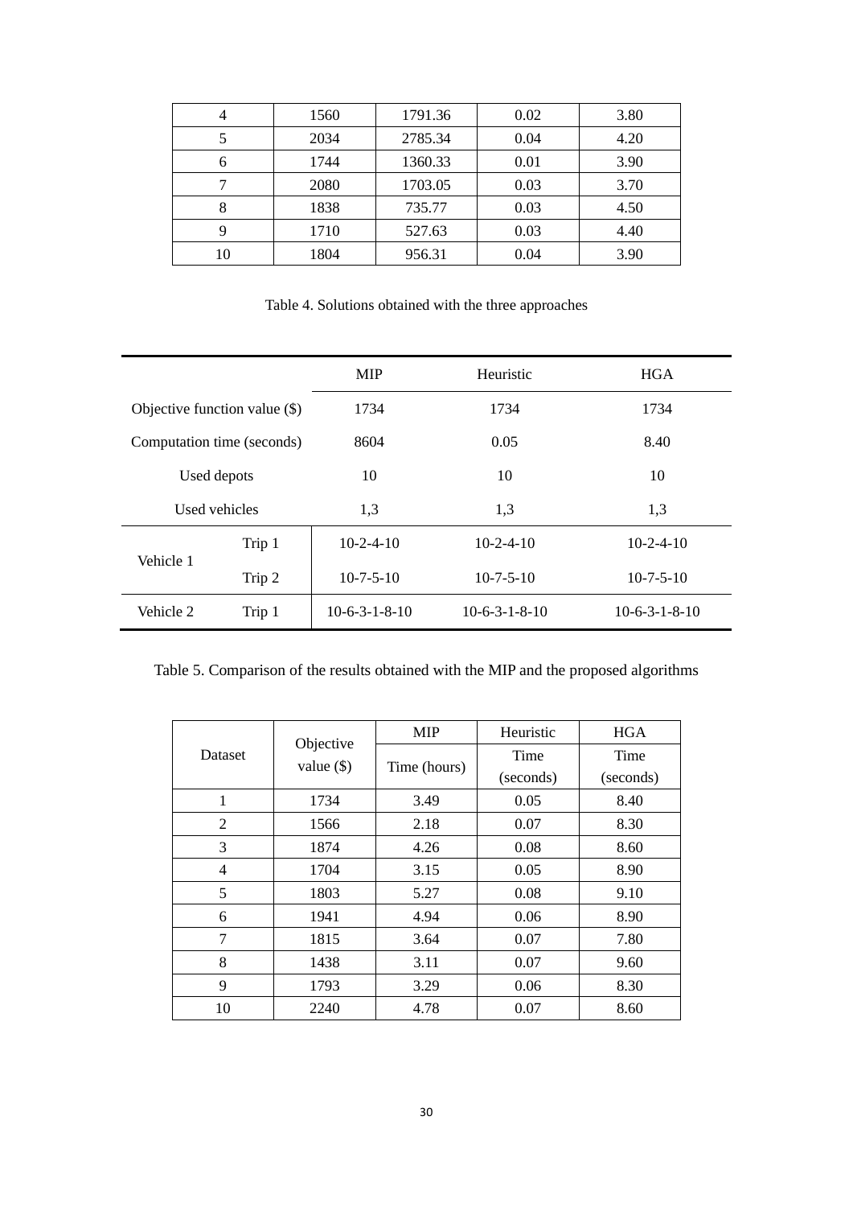| | | | | |
|---|---|---|---|---|
| 4 | 1560 | 1791.36 | 0.02 | 3.80 |
| 5 | 2034 | 2785.34 | 0.04 | 4.20 |
| 6 | 1744 | 1360.33 | 0.01 | 3.90 |
| 7 | 2080 | 1703.05 | 0.03 | 3.70 |
| 8 | 1838 | 735.77 | 0.03 | 4.50 |
| 9 | 1710 | 527.63 | 0.03 | 4.40 |
| 10 | 1804 | 956.31 | 0.04 | 3.90 |

Table 4. Solutions obtained with the three approaches

| | | MIP | Heuristic | HGA |
|---|---|---|---|---|
| Objective function value ($) | | 1734 | 1734 | 1734 |
| Computation time (seconds) | | 8604 | 0.05 | 8.40 |
| Used depots | | 10 | 10 | 10 |
| Used vehicles | | 1,3 | 1,3 | 1,3 |
| Vehicle 1 | Trip 1 | 10-2-4-10 | 10-2-4-10 | 10-2-4-10 |
| | Trip 2 | 10-7-5-10 | 10-7-5-10 | 10-7-5-10 |
| Vehicle 2 | Trip 1 | 10-6-3-1-8-10 | 10-6-3-1-8-10 | 10-6-3-1-8-10 |

Table 5. Comparison of the results obtained with the MIP and the proposed algorithms

| Dataset | Objective value ($) | MIP | Heuristic | HGA |
|---|---|---|---|---|
| | | Time (hours) | Time (seconds) | Time (seconds) |
| 1 | 1734 | 3.49 | 0.05 | 8.40 |
| 2 | 1566 | 2.18 | 0.07 | 8.30 |
| 3 | 1874 | 4.26 | 0.08 | 8.60 |
| 4 | 1704 | 3.15 | 0.05 | 8.90 |
| 5 | 1803 | 5.27 | 0.08 | 9.10 |
| 6 | 1941 | 4.94 | 0.06 | 8.90 |
| 7 | 1815 | 3.64 | 0.07 | 7.80 |
| 8 | 1438 | 3.11 | 0.07 | 9.60 |
| 9 | 1793 | 3.29 | 0.06 | 8.30 |
| 10 | 2240 | 4.78 | 0.07 | 8.60 |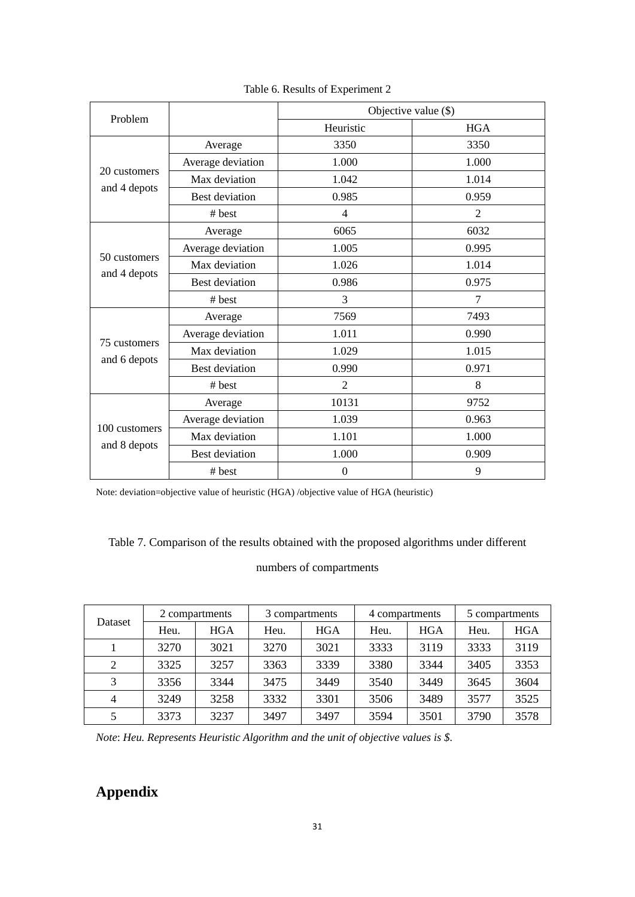Table 6. Results of Experiment 2

| Problem | | Objective value ($) | |
|---|---|---|---|
| | | Heuristic | HGA |
| 20 customers and 4 depots | Average | 3350 | 3350 |
| | Average deviation | 1.000 | 1.000 |
| | Max deviation | 1.042 | 1.014 |
| | Best deviation | 0.985 | 0.959 |
| | # best | 4 | 2 |
| 50 customers and 4 depots | Average | 6065 | 6032 |
| | Average deviation | 1.005 | 0.995 |
| | Max deviation | 1.026 | 1.014 |
| | Best deviation | 0.986 | 0.975 |
| | # best | 3 | 7 |
| 75 customers and 6 depots | Average | 7569 | 7493 |
| | Average deviation | 1.011 | 0.990 |
| | Max deviation | 1.029 | 1.015 |
| | Best deviation | 0.990 | 0.971 |
| | # best | 2 | 8 |
| 100 customers and 8 depots | Average | 10131 | 9752 |
| | Average deviation | 1.039 | 0.963 |
| | Max deviation | 1.101 | 1.000 |
| | Best deviation | 1.000 | 0.909 |
| | # best | 0 | 9 |

Note: deviation=objective value of heuristic (HGA) /objective value of HGA (heuristic)

Table 7. Comparison of the results obtained with the proposed algorithms under different numbers of compartments

| Dataset | 2 compartments | | 3 compartments | | 4 compartments | | 5 compartments | |
|---|---|---|---|---|---|---|---|---|
| | Heu. | HGA | Heu. | HGA | Heu. | HGA | Heu. | HGA |
| 1 | 3270 | 3021 | 3270 | 3021 | 3333 | 3119 | 3333 | 3119 |
| 2 | 3325 | 3257 | 3363 | 3339 | 3380 | 3344 | 3405 | 3353 |
| 3 | 3356 | 3344 | 3475 | 3449 | 3540 | 3449 | 3645 | 3604 |
| 4 | 3249 | 3258 | 3332 | 3301 | 3506 | 3489 | 3577 | 3525 |
| 5 | 3373 | 3237 | 3497 | 3497 | 3594 | 3501 | 3790 | 3578 |

*Note*: *Heu. Represents Heuristic Algorithm and the unit of objective values is $.*

# Appendix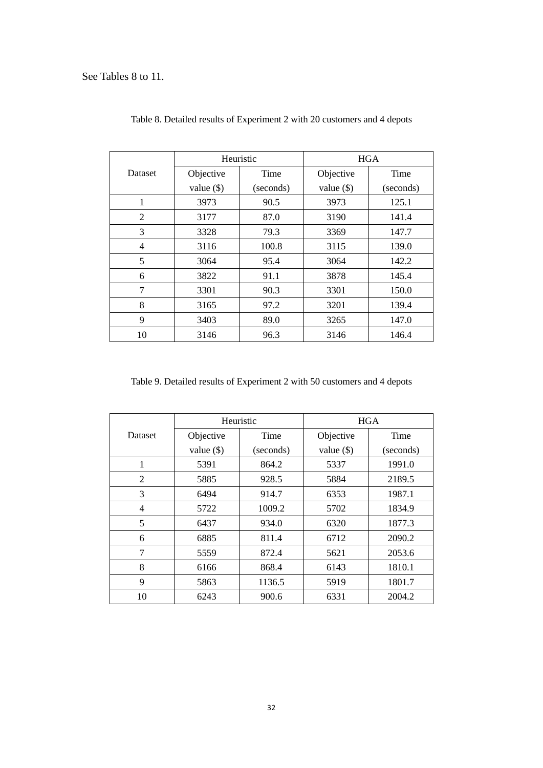See Tables 8 to 11.

Table 8. Detailed results of Experiment 2 with 20 customers and 4 depots

| Dataset | Heuristic | | HGA | |
|---|---|---|---|---|
| | Objective value ($) | Time (seconds) | Objective value ($) | Time (seconds) |
| 1 | 3973 | 90.5 | 3973 | 125.1 |
| 2 | 3177 | 87.0 | 3190 | 141.4 |
| 3 | 3328 | 79.3 | 3369 | 147.7 |
| 4 | 3116 | 100.8 | 3115 | 139.0 |
| 5 | 3064 | 95.4 | 3064 | 142.2 |
| 6 | 3822 | 91.1 | 3878 | 145.4 |
| 7 | 3301 | 90.3 | 3301 | 150.0 |
| 8 | 3165 | 97.2 | 3201 | 139.4 |
| 9 | 3403 | 89.0 | 3265 | 147.0 |
| 10 | 3146 | 96.3 | 3146 | 146.4 |

Table 9. Detailed results of Experiment 2 with 50 customers and 4 depots

| Dataset | Heuristic | | HGA | |
|---|---|---|---|---|
| | Objective value ($) | Time (seconds) | Objective value ($) | Time (seconds) |
| 1 | 5391 | 864.2 | 5337 | 1991.0 |
| 2 | 5885 | 928.5 | 5884 | 2189.5 |
| 3 | 6494 | 914.7 | 6353 | 1987.1 |
| 4 | 5722 | 1009.2 | 5702 | 1834.9 |
| 5 | 6437 | 934.0 | 6320 | 1877.3 |
| 6 | 6885 | 811.4 | 6712 | 2090.2 |
| 7 | 5559 | 872.4 | 5621 | 2053.6 |
| 8 | 6166 | 868.4 | 6143 | 1810.1 |
| 9 | 5863 | 1136.5 | 5919 | 1801.7 |
| 10 | 6243 | 900.6 | 6331 | 2004.2 |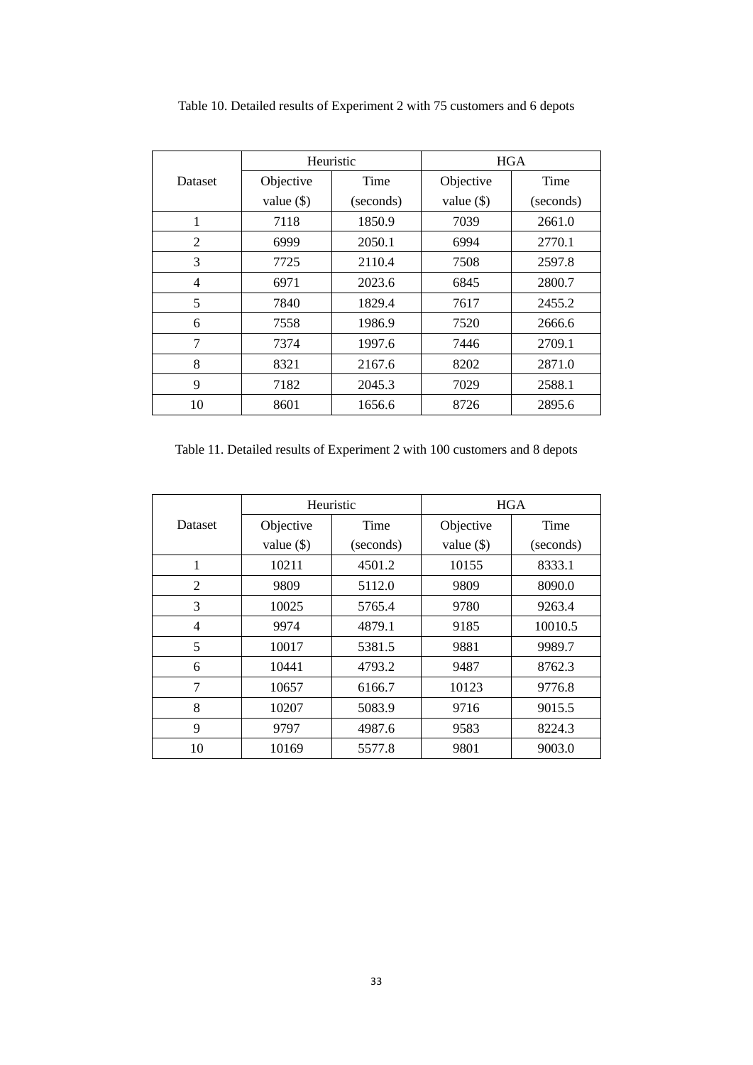Table 10. Detailed results of Experiment 2 with 75 customers and 6 depots

| Dataset | Heuristic | | HGA | |
|---|---|---|---|---|
| | Objective value ($) | Time (seconds) | Objective value ($) | Time (seconds) |
| 1 | 7118 | 1850.9 | 7039 | 2661.0 |
| 2 | 6999 | 2050.1 | 6994 | 2770.1 |
| 3 | 7725 | 2110.4 | 7508 | 2597.8 |
| 4 | 6971 | 2023.6 | 6845 | 2800.7 |
| 5 | 7840 | 1829.4 | 7617 | 2455.2 |
| 6 | 7558 | 1986.9 | 7520 | 2666.6 |
| 7 | 7374 | 1997.6 | 7446 | 2709.1 |
| 8 | 8321 | 2167.6 | 8202 | 2871.0 |
| 9 | 7182 | 2045.3 | 7029 | 2588.1 |
| 10 | 8601 | 1656.6 | 8726 | 2895.6 |

Table 11. Detailed results of Experiment 2 with 100 customers and 8 depots

| Dataset | Heuristic | | HGA | |
|---|---|---|---|---|
| | Objective value ($) | Time (seconds) | Objective value ($) | Time (seconds) |
| 1 | 10211 | 4501.2 | 10155 | 8333.1 |
| 2 | 9809 | 5112.0 | 9809 | 8090.0 |
| 3 | 10025 | 5765.4 | 9780 | 9263.4 |
| 4 | 9974 | 4879.1 | 9185 | 10010.5 |
| 5 | 10017 | 5381.5 | 9881 | 9989.7 |
| 6 | 10441 | 4793.2 | 9487 | 8762.3 |
| 7 | 10657 | 6166.7 | 10123 | 9776.8 |
| 8 | 10207 | 5083.9 | 9716 | 9015.5 |
| 9 | 9797 | 4987.6 | 9583 | 8224.3 |
| 10 | 10169 | 5577.8 | 9801 | 9003.0 |